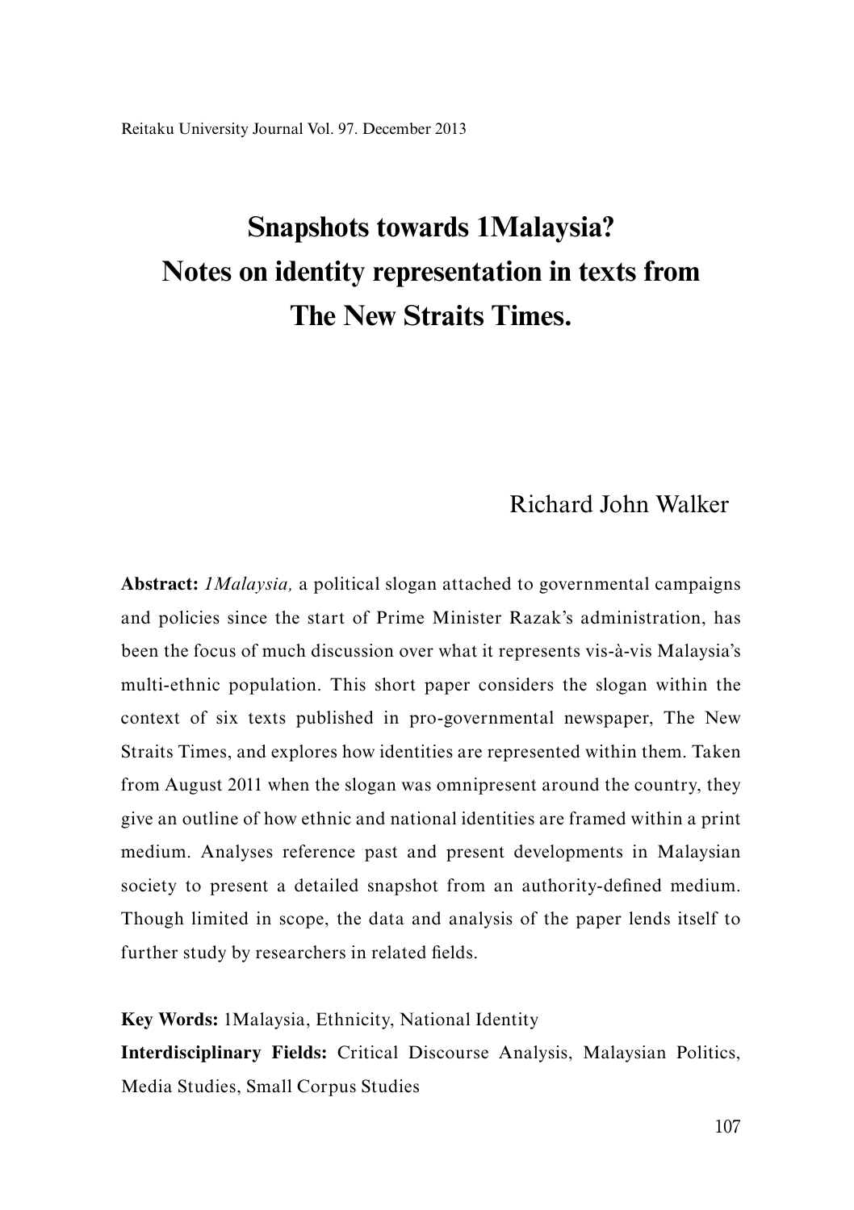# Snapshots towards 1Malaysia? Notes on identity representation in texts from The New Straits Times.

Richard John Walker

**Abstract:** *1Malaysia,* a political slogan attached to governmental campaigns and policies since the start of Prime Minister Razak's administration, has been the focus of much discussion over what it represents vis-à-vis Malaysia's multi-ethnic population. This short paper considers the slogan within the context of six texts published in pro-governmental newspaper, The New Straits Times, and explores how identities are represented within them. Taken from August 2011 when the slogan was omnipresent around the country, they give an outline of how ethnic and national identities are framed within a print medium. Analyses reference past and present developments in Malaysian society to present a detailed snapshot from an authority-defined medium. Though limited in scope, the data and analysis of the paper lends itself to further study by researchers in related fields.

**Key Words:** 1Malaysia, Ethnicity, National Identity

**Interdisciplinary Fields:** Critical Discourse Analysis, Malaysian Politics, Media Studies, Small Corpus Studies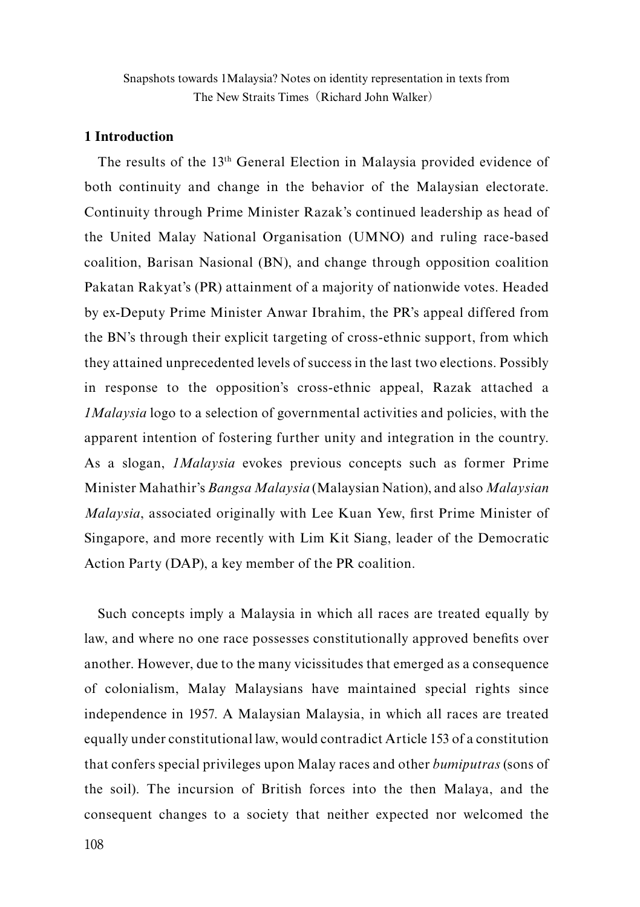Snapshots towards 1Malaysia? Notes on identity representation in texts from The New Straits Times（Richard John Walker）

## 1 Introduction

The results of the 13th General Election in Malaysia provided evidence of both continuity and change in the behavior of the Malaysian electorate. Continuity through Prime Minister Razak's continued leadership as head of the United Malay National Organisation (UMNO) and ruling race-based coalition, Barisan Nasional (BN), and change through opposition coalition Pakatan Rakyat's (PR) attainment of a majority of nationwide votes. Headed by ex-Deputy Prime Minister Anwar Ibrahim, the PR's appeal differed from the BN's through their explicit targeting of cross-ethnic support, from which they attained unprecedented levels of success in the last two elections. Possibly in response to the opposition's cross-ethnic appeal, Razak attached a *1Malaysia* logo to a selection of governmental activities and policies, with the apparent intention of fostering further unity and integration in the country. As a slogan, *1Malaysia* evokes previous concepts such as former Prime Minister Mahathir's *Bangsa Malaysia* (Malaysian Nation), and also *Malaysian Malaysia*, associated originally with Lee Kuan Yew, first Prime Minister of Singapore, and more recently with Lim Kit Siang, leader of the Democratic Action Party (DAP), a key member of the PR coalition.

Such concepts imply a Malaysia in which all races are treated equally by law, and where no one race possesses constitutionally approved benefits over another. However, due to the many vicissitudes that emerged as a consequence of colonialism, Malay Malaysians have maintained special rights since independence in 1957. A Malaysian Malaysia, in which all races are treated equally under constitutional law, would contradict Article 153 of a constitution that confers special privileges upon Malay races and other *bumiputras* (sons of the soil). The incursion of British forces into the then Malaya, and the consequent changes to a society that neither expected nor welcomed the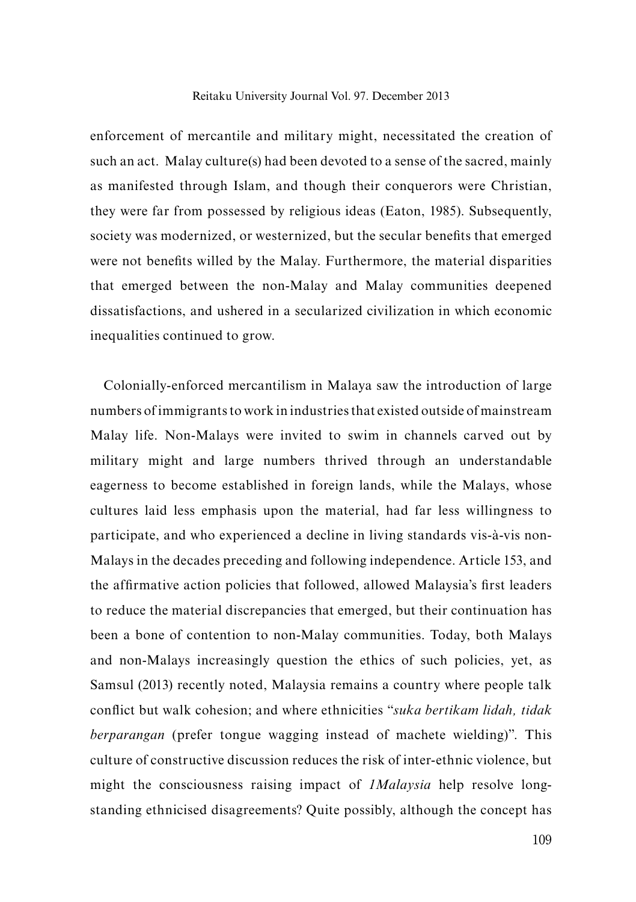enforcement of mercantile and military might, necessitated the creation of such an act. Malay culture(s) had been devoted to a sense of the sacred, mainly as manifested through Islam, and though their conquerors were Christian, they were far from possessed by religious ideas (Eaton, 1985). Subsequently, society was modernized, or westernized, but the secular benefits that emerged were not benefits willed by the Malay. Furthermore, the material disparities that emerged between the non-Malay and Malay communities deepened dissatisfactions, and ushered in a secularized civilization in which economic inequalities continued to grow.

Colonially-enforced mercantilism in Malaya saw the introduction of large numbers of immigrants to work in industries that existed outside of mainstream Malay life. Non-Malays were invited to swim in channels carved out by military might and large numbers thrived through an understandable eagerness to become established in foreign lands, while the Malays, whose cultures laid less emphasis upon the material, had far less willingness to participate, and who experienced a decline in living standards vis-à-vis non-Malays in the decades preceding and following independence. Article 153, and the affirmative action policies that followed, allowed Malaysia's first leaders to reduce the material discrepancies that emerged, but their continuation has been a bone of contention to non-Malay communities. Today, both Malays and non-Malays increasingly question the ethics of such policies, yet, as Samsul (2013) recently noted, Malaysia remains a country where people talk conflict but walk cohesion; and where ethnicities "*suka bertikam lidah, tidak berparangan* (prefer tongue wagging instead of machete wielding)". This culture of constructive discussion reduces the risk of inter-ethnic violence, but might the consciousness raising impact of *1Malaysia* help resolve long-standing ethnicised disagreements? Quite possibly, although the concept has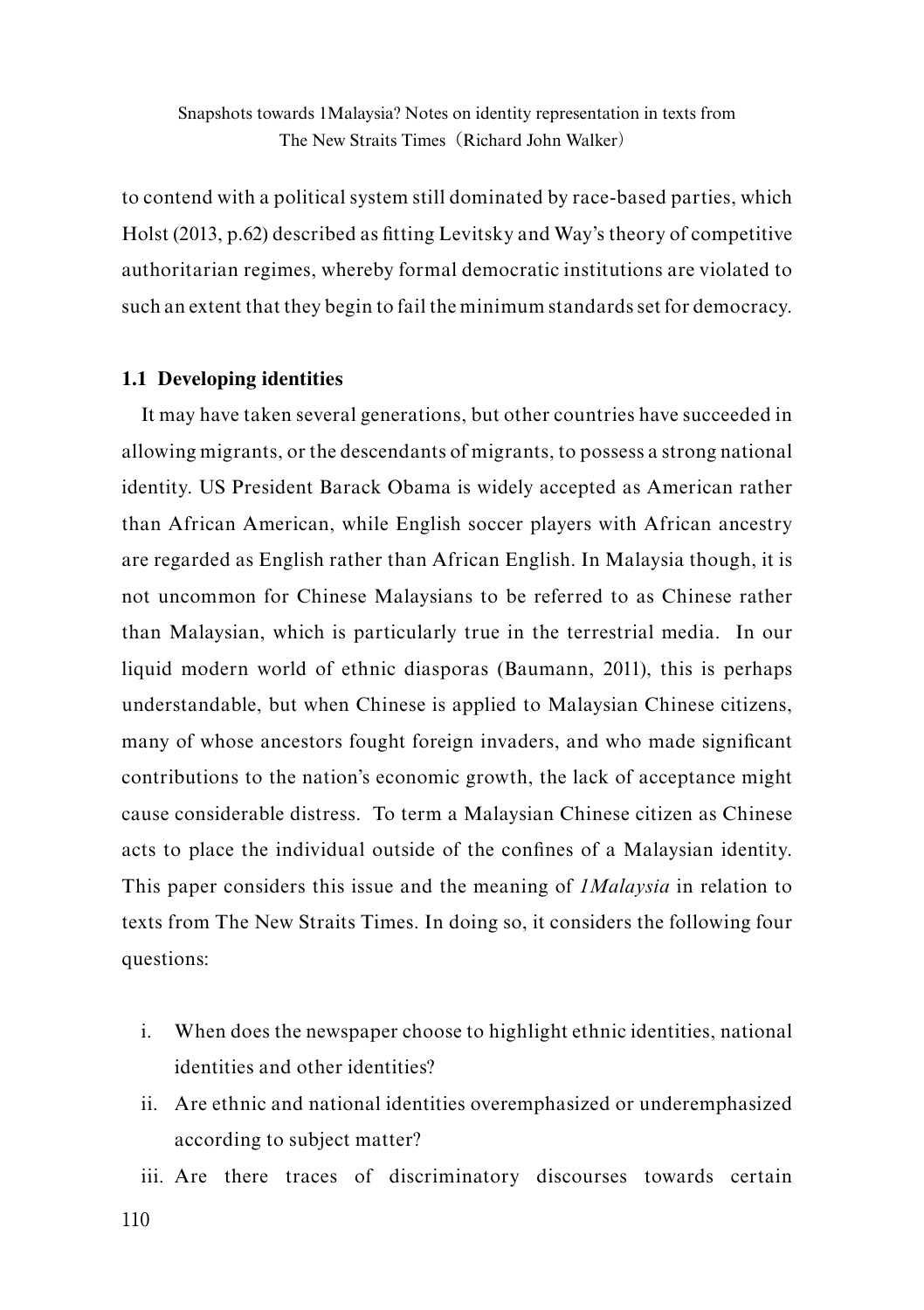to contend with a political system still dominated by race-based parties, which Holst (2013, p.62) described as fitting Levitsky and Way's theory of competitive authoritarian regimes, whereby formal democratic institutions are violated to such an extent that they begin to fail the minimum standards set for democracy.

### 1.1 Developing identities

It may have taken several generations, but other countries have succeeded in allowing migrants, or the descendants of migrants, to possess a strong national identity. US President Barack Obama is widely accepted as American rather than African American, while English soccer players with African ancestry are regarded as English rather than African English. In Malaysia though, it is not uncommon for Chinese Malaysians to be referred to as Chinese rather than Malaysian, which is particularly true in the terrestrial media. In our liquid modern world of ethnic diasporas (Baumann, 2011), this is perhaps understandable, but when Chinese is applied to Malaysian Chinese citizens, many of whose ancestors fought foreign invaders, and who made significant contributions to the nation's economic growth, the lack of acceptance might cause considerable distress. To term a Malaysian Chinese citizen as Chinese acts to place the individual outside of the confines of a Malaysian identity. This paper considers this issue and the meaning of *1Malaysia* in relation to texts from The New Straits Times. In doing so, it considers the following four questions:

i. When does the newspaper choose to highlight ethnic identities, national identities and other identities?
ii. Are ethnic and national identities overemphasized or underemphasized according to subject matter?
iii. Are there traces of discriminatory discourses towards certain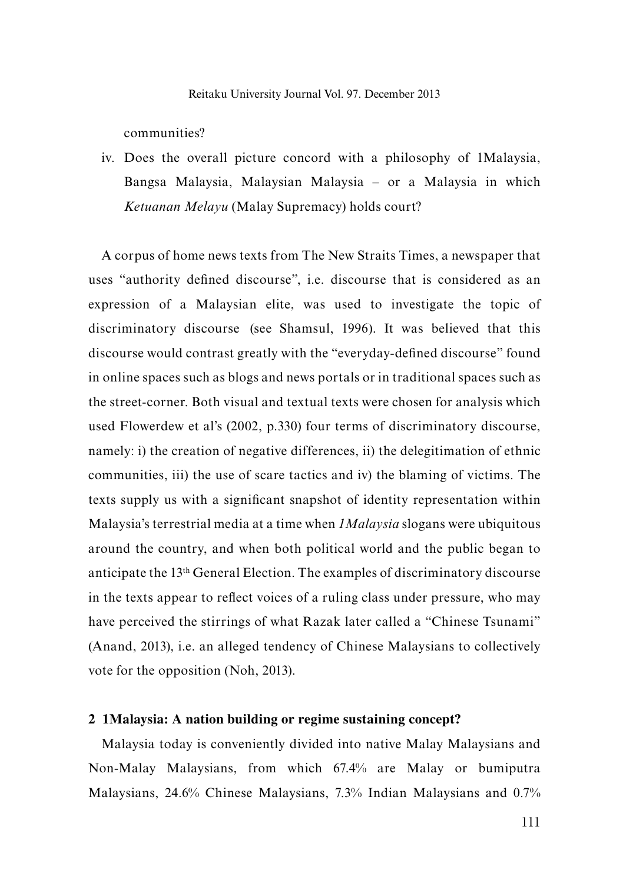communities?

iv. Does the overall picture concord with a philosophy of 1Malaysia, Bangsa Malaysia, Malaysian Malaysia – or a Malaysia in which *Ketuanan Melayu* (Malay Supremacy) holds court?

A corpus of home news texts from The New Straits Times, a newspaper that uses "authority defined discourse", i.e. discourse that is considered as an expression of a Malaysian elite, was used to investigate the topic of discriminatory discourse (see Shamsul, 1996). It was believed that this discourse would contrast greatly with the "everyday-defined discourse" found in online spaces such as blogs and news portals or in traditional spaces such as the street-corner. Both visual and textual texts were chosen for analysis which used Flowerdew et al's (2002, p.330) four terms of discriminatory discourse, namely: i) the creation of negative differences, ii) the delegitimation of ethnic communities, iii) the use of scare tactics and iv) the blaming of victims. The texts supply us with a significant snapshot of identity representation within Malaysia's terrestrial media at a time when *1Malaysia* slogans were ubiquitous around the country, and when both political world and the public began to anticipate the 13th General Election. The examples of discriminatory discourse in the texts appear to reflect voices of a ruling class under pressure, who may have perceived the stirrings of what Razak later called a "Chinese Tsunami" (Anand, 2013), i.e. an alleged tendency of Chinese Malaysians to collectively vote for the opposition (Noh, 2013).

## 2 1Malaysia: A nation building or regime sustaining concept?

Malaysia today is conveniently divided into native Malay Malaysians and Non-Malay Malaysians, from which 67.4% are Malay or bumiputra Malaysians, 24.6% Chinese Malaysians, 7.3% Indian Malaysians and 0.7%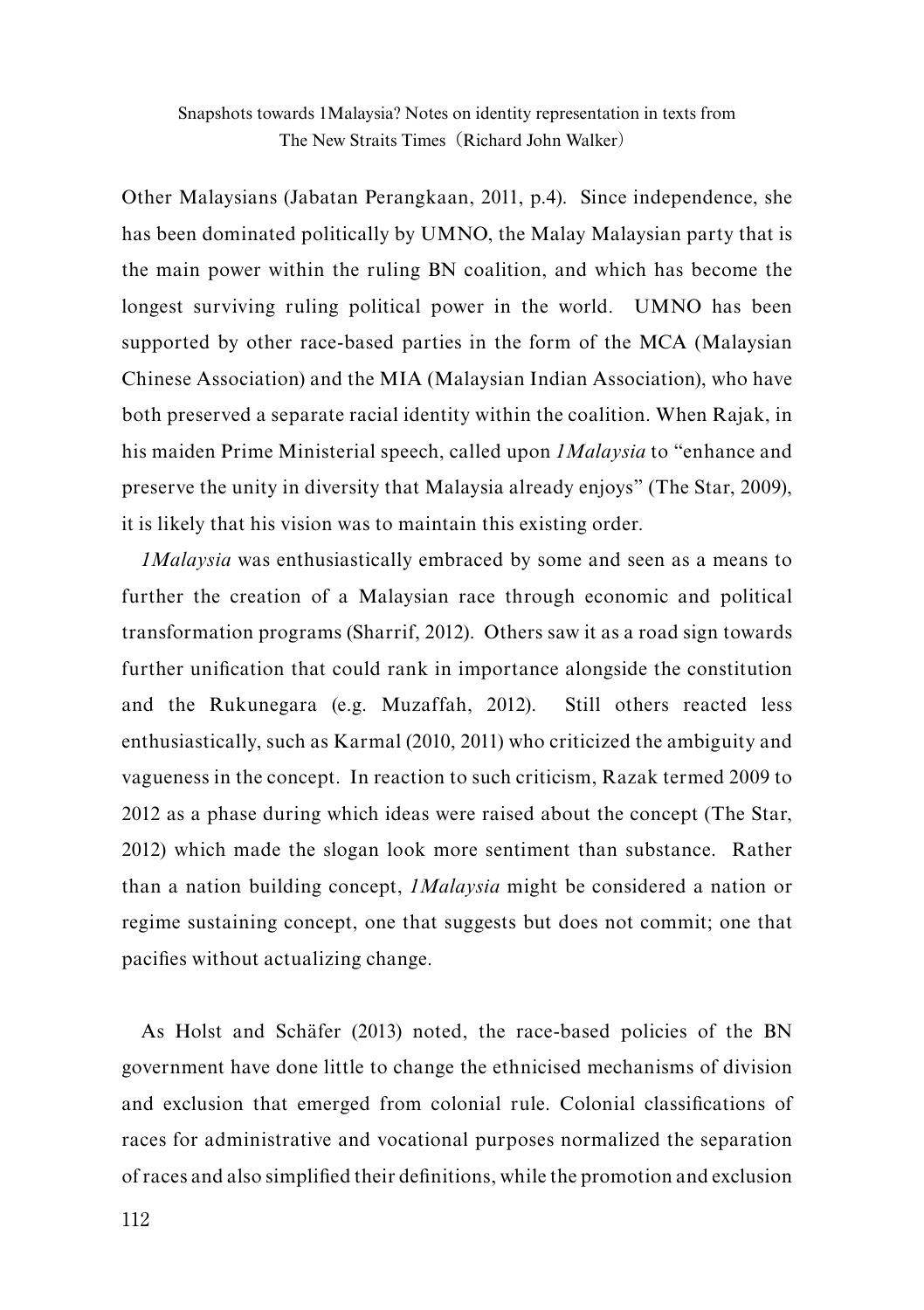Other Malaysians (Jabatan Perangkaan, 2011, p.4). Since independence, she has been dominated politically by UMNO, the Malay Malaysian party that is the main power within the ruling BN coalition, and which has become the longest surviving ruling political power in the world. UMNO has been supported by other race-based parties in the form of the MCA (Malaysian Chinese Association) and the MIA (Malaysian Indian Association), who have both preserved a separate racial identity within the coalition. When Rajak, in his maiden Prime Ministerial speech, called upon *1Malaysia* to "enhance and preserve the unity in diversity that Malaysia already enjoys" (The Star, 2009), it is likely that his vision was to maintain this existing order.

*1Malaysia* was enthusiastically embraced by some and seen as a means to further the creation of a Malaysian race through economic and political transformation programs (Sharrif, 2012). Others saw it as a road sign towards further unification that could rank in importance alongside the constitution and the Rukunegara (e.g. Muzaffah, 2012). Still others reacted less enthusiastically, such as Karmal (2010, 2011) who criticized the ambiguity and vagueness in the concept. In reaction to such criticism, Razak termed 2009 to 2012 as a phase during which ideas were raised about the concept (The Star, 2012) which made the slogan look more sentiment than substance. Rather than a nation building concept, *1Malaysia* might be considered a nation or regime sustaining concept, one that suggests but does not commit; one that pacifies without actualizing change.

As Holst and Schäfer (2013) noted, the race-based policies of the BN government have done little to change the ethnicised mechanisms of division and exclusion that emerged from colonial rule. Colonial classifications of races for administrative and vocational purposes normalized the separation of races and also simplified their definitions, while the promotion and exclusion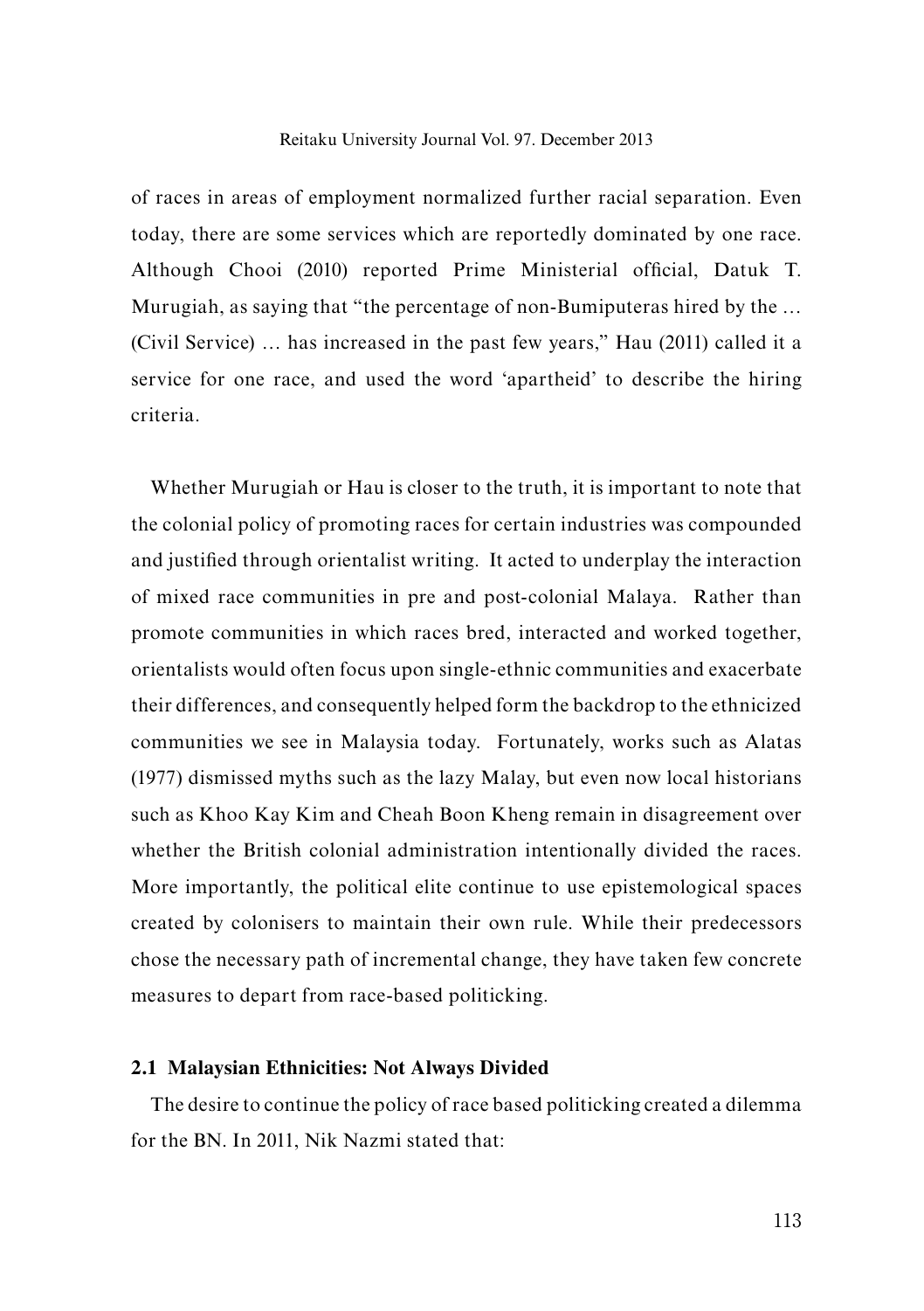of races in areas of employment normalized further racial separation. Even today, there are some services which are reportedly dominated by one race. Although Chooi (2010) reported Prime Ministerial official, Datuk T. Murugiah, as saying that "the percentage of non-Bumiputeras hired by the … (Civil Service) … has increased in the past few years," Hau (2011) called it a service for one race, and used the word 'apartheid' to describe the hiring criteria.

Whether Murugiah or Hau is closer to the truth, it is important to note that the colonial policy of promoting races for certain industries was compounded and justified through orientalist writing. It acted to underplay the interaction of mixed race communities in pre and post-colonial Malaya. Rather than promote communities in which races bred, interacted and worked together, orientalists would often focus upon single-ethnic communities and exacerbate their differences, and consequently helped form the backdrop to the ethnicized communities we see in Malaysia today. Fortunately, works such as Alatas (1977) dismissed myths such as the lazy Malay, but even now local historians such as Khoo Kay Kim and Cheah Boon Kheng remain in disagreement over whether the British colonial administration intentionally divided the races. More importantly, the political elite continue to use epistemological spaces created by colonisers to maintain their own rule. While their predecessors chose the necessary path of incremental change, they have taken few concrete measures to depart from race-based politicking.

### 2.1 Malaysian Ethnicities: Not Always Divided

The desire to continue the policy of race based politicking created a dilemma for the BN. In 2011, Nik Nazmi stated that: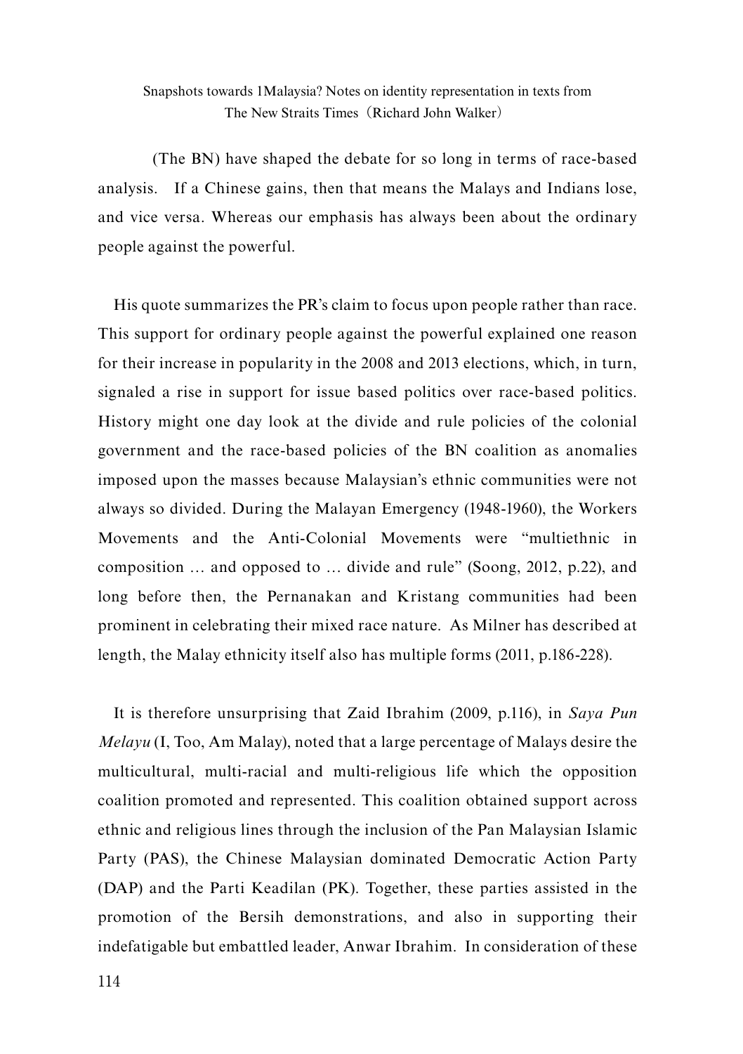(The BN) have shaped the debate for so long in terms of race-based analysis. If a Chinese gains, then that means the Malays and Indians lose, and vice versa. Whereas our emphasis has always been about the ordinary people against the powerful.

His quote summarizes the PR's claim to focus upon people rather than race. This support for ordinary people against the powerful explained one reason for their increase in popularity in the 2008 and 2013 elections, which, in turn, signaled a rise in support for issue based politics over race-based politics. History might one day look at the divide and rule policies of the colonial government and the race-based policies of the BN coalition as anomalies imposed upon the masses because Malaysian's ethnic communities were not always so divided. During the Malayan Emergency (1948-1960), the Workers Movements and the Anti-Colonial Movements were "multiethnic in composition … and opposed to … divide and rule" (Soong, 2012, p.22), and long before then, the Pernanakan and Kristang communities had been prominent in celebrating their mixed race nature. As Milner has described at length, the Malay ethnicity itself also has multiple forms (2011, p.186-228).

It is therefore unsurprising that Zaid Ibrahim (2009, p.116), in *Saya Pun Melayu* (I, Too, Am Malay), noted that a large percentage of Malays desire the multicultural, multi-racial and multi-religious life which the opposition coalition promoted and represented. This coalition obtained support across ethnic and religious lines through the inclusion of the Pan Malaysian Islamic Party (PAS), the Chinese Malaysian dominated Democratic Action Party (DAP) and the Parti Keadilan (PK). Together, these parties assisted in the promotion of the Bersih demonstrations, and also in supporting their indefatigable but embattled leader, Anwar Ibrahim. In consideration of these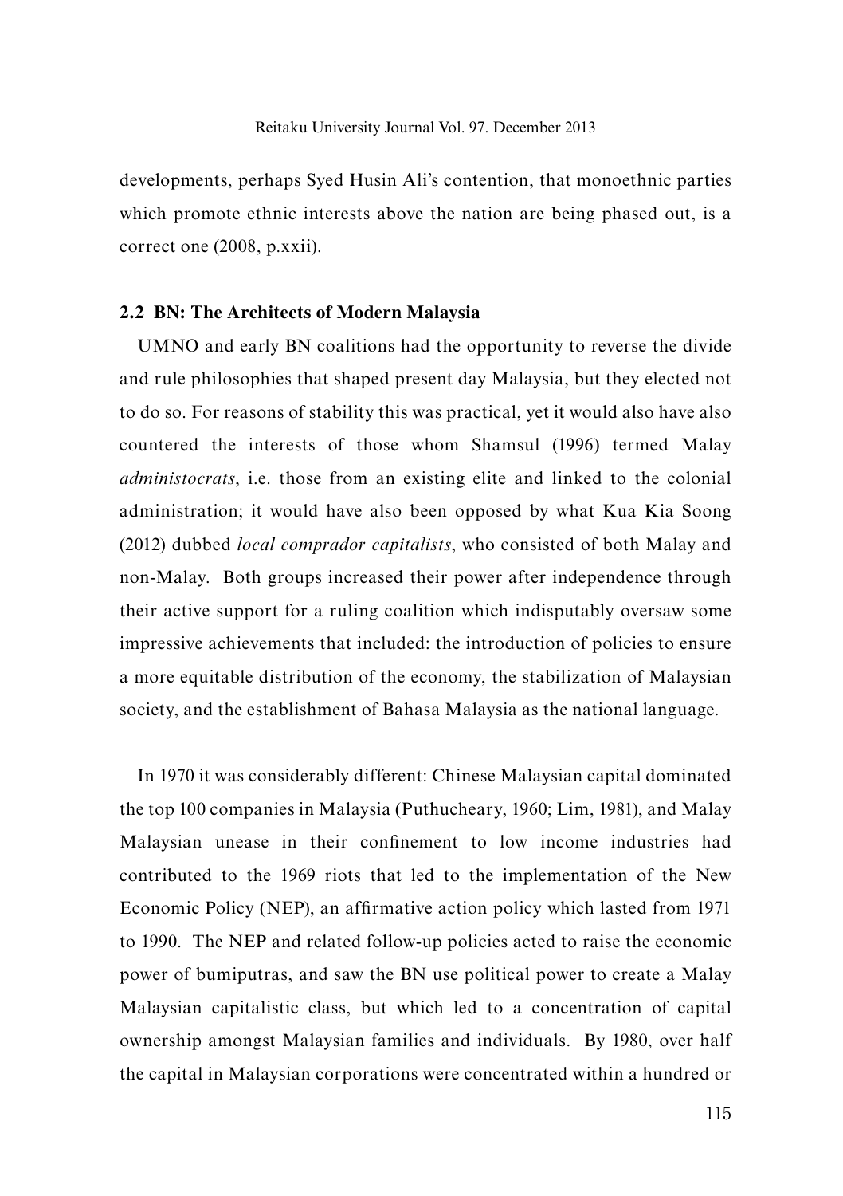developments, perhaps Syed Husin Ali's contention, that monoethnic parties which promote ethnic interests above the nation are being phased out, is a correct one (2008, p.xxii).

### 2.2 BN: The Architects of Modern Malaysia

UMNO and early BN coalitions had the opportunity to reverse the divide and rule philosophies that shaped present day Malaysia, but they elected not to do so. For reasons of stability this was practical, yet it would also have also countered the interests of those whom Shamsul (1996) termed Malay *administocrats*, i.e. those from an existing elite and linked to the colonial administration; it would have also been opposed by what Kua Kia Soong (2012) dubbed *local comprador capitalists*, who consisted of both Malay and non-Malay. Both groups increased their power after independence through their active support for a ruling coalition which indisputably oversaw some impressive achievements that included: the introduction of policies to ensure a more equitable distribution of the economy, the stabilization of Malaysian society, and the establishment of Bahasa Malaysia as the national language.

In 1970 it was considerably different: Chinese Malaysian capital dominated the top 100 companies in Malaysia (Puthucheary, 1960; Lim, 1981), and Malay Malaysian unease in their confinement to low income industries had contributed to the 1969 riots that led to the implementation of the New Economic Policy (NEP), an affirmative action policy which lasted from 1971 to 1990. The NEP and related follow-up policies acted to raise the economic power of bumiputras, and saw the BN use political power to create a Malay Malaysian capitalistic class, but which led to a concentration of capital ownership amongst Malaysian families and individuals. By 1980, over half the capital in Malaysian corporations were concentrated within a hundred or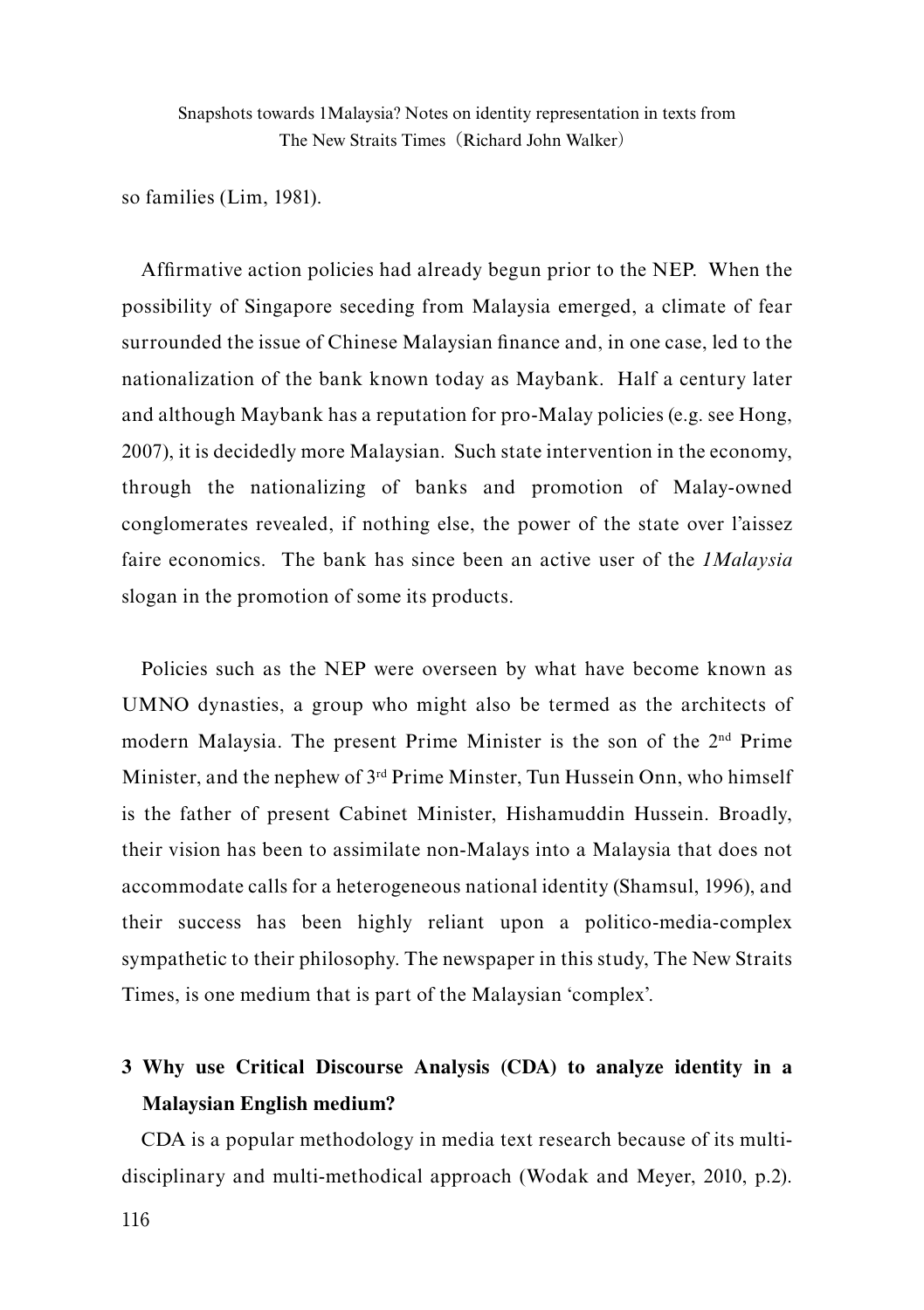so families (Lim, 1981).

Affirmative action policies had already begun prior to the NEP. When the possibility of Singapore seceding from Malaysia emerged, a climate of fear surrounded the issue of Chinese Malaysian finance and, in one case, led to the nationalization of the bank known today as Maybank. Half a century later and although Maybank has a reputation for pro-Malay policies (e.g. see Hong, 2007), it is decidedly more Malaysian. Such state intervention in the economy, through the nationalizing of banks and promotion of Malay-owned conglomerates revealed, if nothing else, the power of the state over l'aissez faire economics. The bank has since been an active user of the *1Malaysia* slogan in the promotion of some its products.

Policies such as the NEP were overseen by what have become known as UMNO dynasties, a group who might also be termed as the architects of modern Malaysia. The present Prime Minister is the son of the 2nd Prime Minister, and the nephew of 3rd Prime Minster, Tun Hussein Onn, who himself is the father of present Cabinet Minister, Hishamuddin Hussein. Broadly, their vision has been to assimilate non-Malays into a Malaysia that does not accommodate calls for a heterogeneous national identity (Shamsul, 1996), and their success has been highly reliant upon a politico-media-complex sympathetic to their philosophy. The newspaper in this study, The New Straits Times, is one medium that is part of the Malaysian 'complex'.

## 3 Why use Critical Discourse Analysis (CDA) to analyze identity in a Malaysian English medium?

CDA is a popular methodology in media text research because of its multi-disciplinary and multi-methodical approach (Wodak and Meyer, 2010, p.2).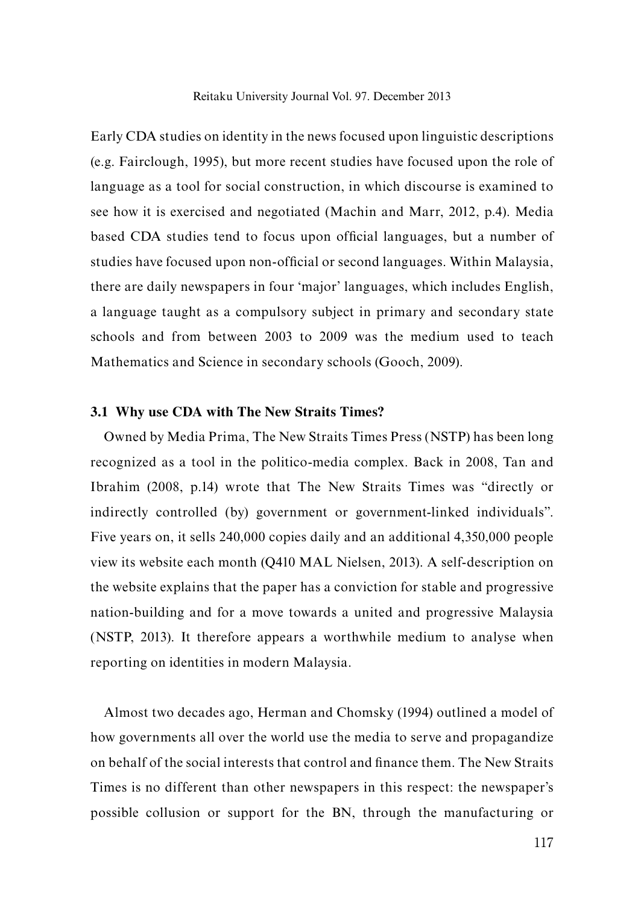Early CDA studies on identity in the news focused upon linguistic descriptions (e.g. Fairclough, 1995), but more recent studies have focused upon the role of language as a tool for social construction, in which discourse is examined to see how it is exercised and negotiated (Machin and Marr, 2012, p.4). Media based CDA studies tend to focus upon official languages, but a number of studies have focused upon non-official or second languages. Within Malaysia, there are daily newspapers in four 'major' languages, which includes English, a language taught as a compulsory subject in primary and secondary state schools and from between 2003 to 2009 was the medium used to teach Mathematics and Science in secondary schools (Gooch, 2009).

### 3.1 Why use CDA with The New Straits Times?

Owned by Media Prima, The New Straits Times Press (NSTP) has been long recognized as a tool in the politico-media complex. Back in 2008, Tan and Ibrahim (2008, p.14) wrote that The New Straits Times was "directly or indirectly controlled (by) government or government-linked individuals". Five years on, it sells 240,000 copies daily and an additional 4,350,000 people view its website each month (Q410 MAL Nielsen, 2013). A self-description on the website explains that the paper has a conviction for stable and progressive nation-building and for a move towards a united and progressive Malaysia (NSTP, 2013). It therefore appears a worthwhile medium to analyse when reporting on identities in modern Malaysia.

Almost two decades ago, Herman and Chomsky (1994) outlined a model of how governments all over the world use the media to serve and propagandize on behalf of the social interests that control and finance them. The New Straits Times is no different than other newspapers in this respect: the newspaper's possible collusion or support for the BN, through the manufacturing or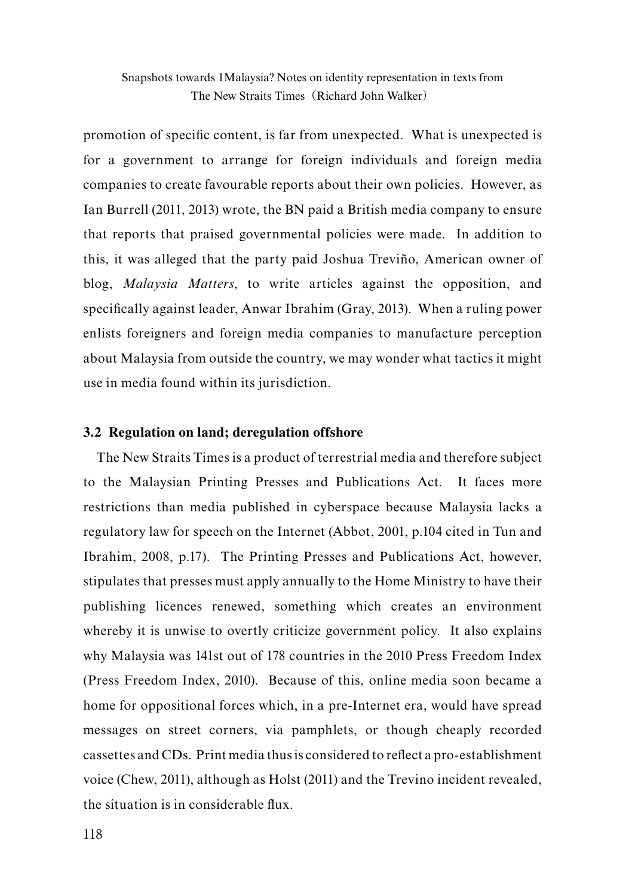promotion of specific content, is far from unexpected. What is unexpected is for a government to arrange for foreign individuals and foreign media companies to create favourable reports about their own policies. However, as Ian Burrell (2011, 2013) wrote, the BN paid a British media company to ensure that reports that praised governmental policies were made. In addition to this, it was alleged that the party paid Joshua Treviño, American owner of blog, *Malaysia Matters*, to write articles against the opposition, and specifically against leader, Anwar Ibrahim (Gray, 2013). When a ruling power enlists foreigners and foreign media companies to manufacture perception about Malaysia from outside the country, we may wonder what tactics it might use in media found within its jurisdiction.

### 3.2 Regulation on land; deregulation offshore

The New Straits Times is a product of terrestrial media and therefore subject to the Malaysian Printing Presses and Publications Act. It faces more restrictions than media published in cyberspace because Malaysia lacks a regulatory law for speech on the Internet (Abbot, 2001, p.104 cited in Tun and Ibrahim, 2008, p.17). The Printing Presses and Publications Act, however, stipulates that presses must apply annually to the Home Ministry to have their publishing licences renewed, something which creates an environment whereby it is unwise to overtly criticize government policy. It also explains why Malaysia was 141st out of 178 countries in the 2010 Press Freedom Index (Press Freedom Index, 2010). Because of this, online media soon became a home for oppositional forces which, in a pre-Internet era, would have spread messages on street corners, via pamphlets, or though cheaply recorded cassettes and CDs. Print media thus is considered to reflect a pro-establishment voice (Chew, 2011), although as Holst (2011) and the Trevino incident revealed, the situation is in considerable flux.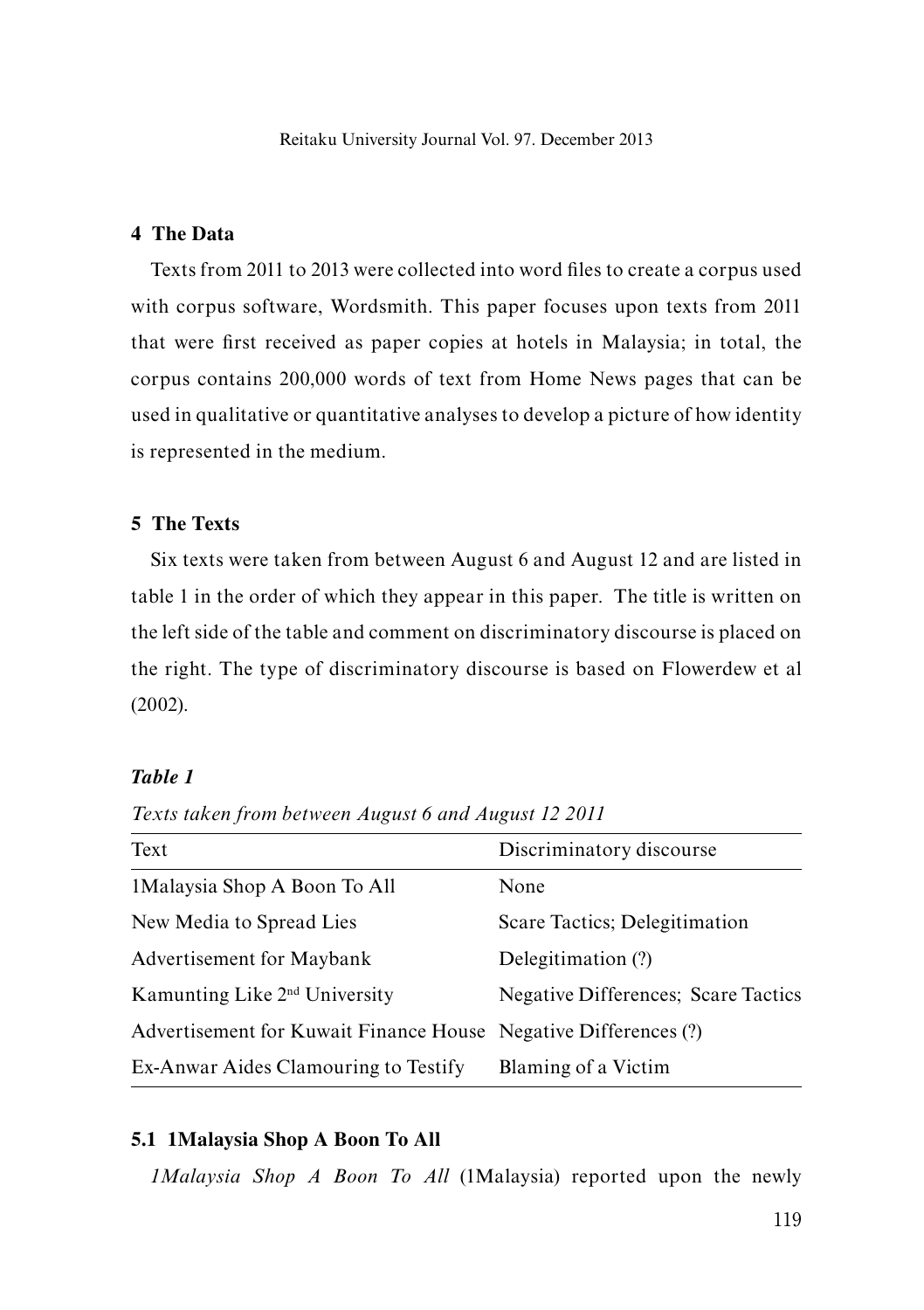## 4 The Data

Texts from 2011 to 2013 were collected into word files to create a corpus used with corpus software, Wordsmith. This paper focuses upon texts from 2011 that were first received as paper copies at hotels in Malaysia; in total, the corpus contains 200,000 words of text from Home News pages that can be used in qualitative or quantitative analyses to develop a picture of how identity is represented in the medium.

## 5 The Texts

Six texts were taken from between August 6 and August 12 and are listed in table 1 in the order of which they appear in this paper. The title is written on the left side of the table and comment on discriminatory discourse is placed on the right. The type of discriminatory discourse is based on Flowerdew et al (2002).

***Table 1***

*Texts taken from between August 6 and August 12 2011*

| Text | Discriminatory discourse |
|---|---|
| 1Malaysia Shop A Boon To All | None |
| New Media to Spread Lies | Scare Tactics; Delegitimation |
| Advertisement for Maybank | Delegitimation (?) |
| Kamunting Like 2nd University | Negative Differences; Scare Tactics |
| Advertisement for Kuwait Finance House | Negative Differences (?) |
| Ex-Anwar Aides Clamouring to Testify | Blaming of a Victim |

### 5.1 1Malaysia Shop A Boon To All

*1Malaysia Shop A Boon To All* (1Malaysia) reported upon the newly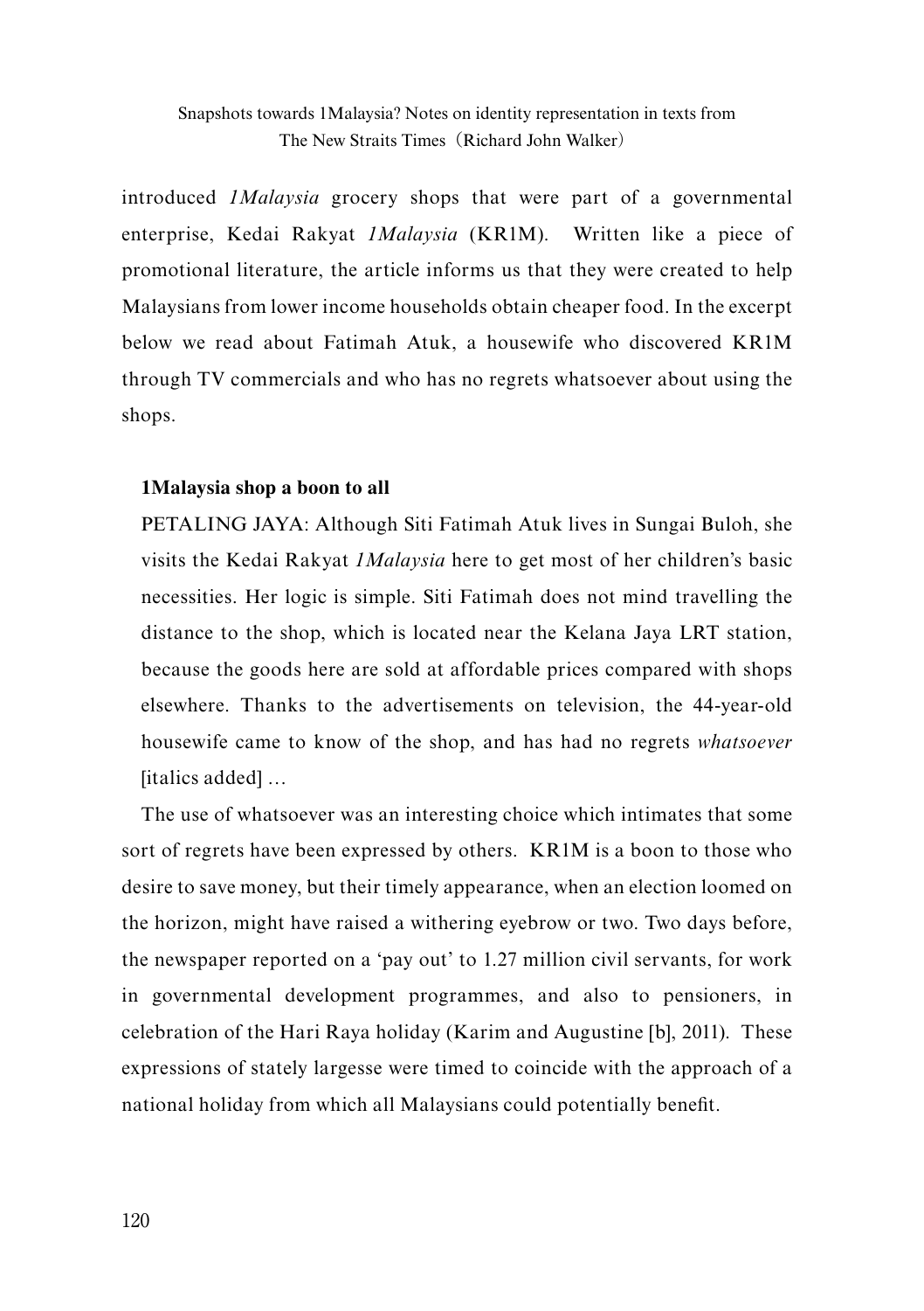introduced *1Malaysia* grocery shops that were part of a governmental enterprise, Kedai Rakyat *1Malaysia* (KR1M). Written like a piece of promotional literature, the article informs us that they were created to help Malaysians from lower income households obtain cheaper food. In the excerpt below we read about Fatimah Atuk, a housewife who discovered KR1M through TV commercials and who has no regrets whatsoever about using the shops.

> **1Malaysia shop a boon to all**
>
> PETALING JAYA: Although Siti Fatimah Atuk lives in Sungai Buloh, she visits the Kedai Rakyat *1Malaysia* here to get most of her children's basic necessities. Her logic is simple. Siti Fatimah does not mind travelling the distance to the shop, which is located near the Kelana Jaya LRT station, because the goods here are sold at affordable prices compared with shops elsewhere. Thanks to the advertisements on television, the 44-year-old housewife came to know of the shop, and has had no regrets *whatsoever* [italics added] …

The use of whatsoever was an interesting choice which intimates that some sort of regrets have been expressed by others. KR1M is a boon to those who desire to save money, but their timely appearance, when an election loomed on the horizon, might have raised a withering eyebrow or two. Two days before, the newspaper reported on a 'pay out' to 1.27 million civil servants, for work in governmental development programmes, and also to pensioners, in celebration of the Hari Raya holiday (Karim and Augustine [b], 2011). These expressions of stately largesse were timed to coincide with the approach of a national holiday from which all Malaysians could potentially benefit.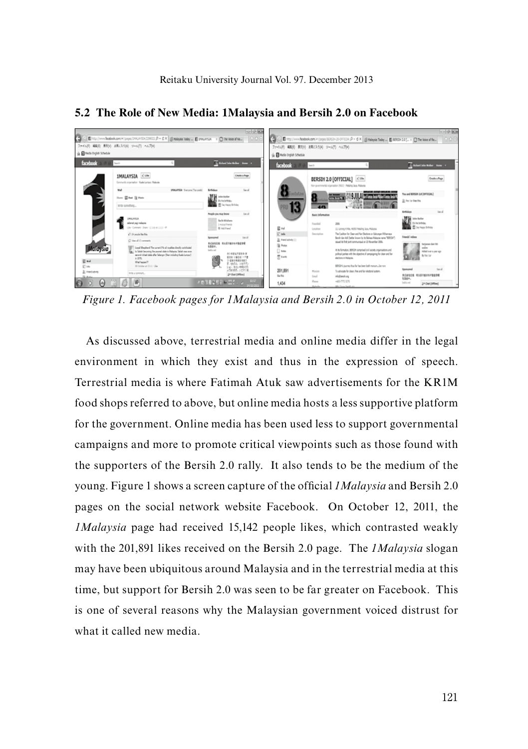## 5.2 The Role of New Media: 1Malaysia and Bersih 2.0 on Facebook

*Figure 1. Facebook pages for 1Malaysia and Bersih 2.0 in October 12, 2011*

As discussed above, terrestrial media and online media differ in the legal environment in which they exist and thus in the expression of speech. Terrestrial media is where Fatimah Atuk saw advertisements for the KR1M food shops referred to above, but online media hosts a less supportive platform for the government. Online media has been used less to support governmental campaigns and more to promote critical viewpoints such as those found with the supporters of the Bersih 2.0 rally. It also tends to be the medium of the young. Figure 1 shows a screen capture of the official *1Malaysia* and Bersih 2.0 pages on the social network website Facebook. On October 12, 2011, the *1Malaysia* page had received 15,142 people likes, which contrasted weakly with the 201,891 likes received on the Bersih 2.0 page. The *1Malaysia* slogan may have been ubiquitous around Malaysia and in the terrestrial media at this time, but support for Bersih 2.0 was seen to be far greater on Facebook. This is one of several reasons why the Malaysian government voiced distrust for what it called new media.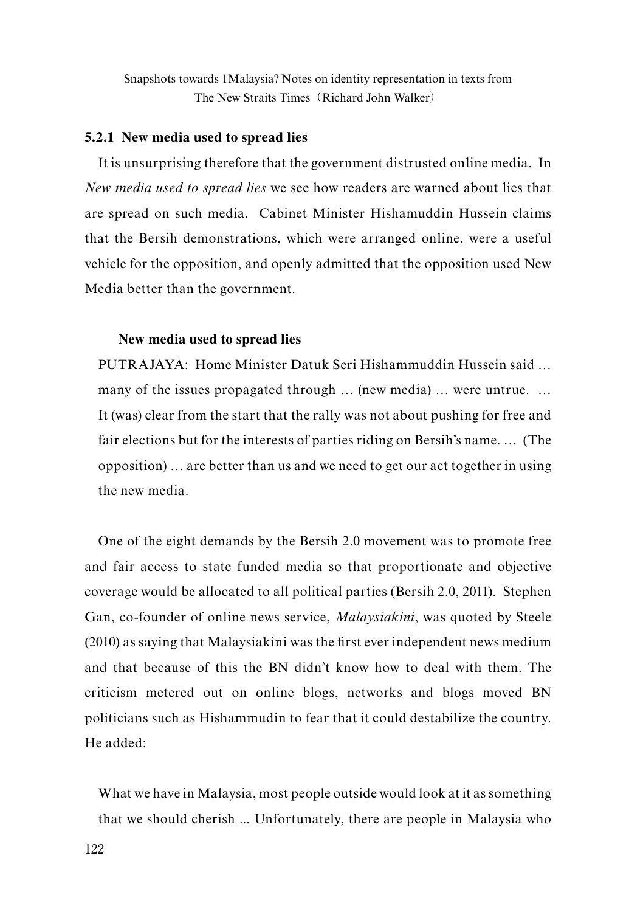### 5.2.1 New media used to spread lies

It is unsurprising therefore that the government distrusted online media. In *New media used to spread lies* we see how readers are warned about lies that are spread on such media. Cabinet Minister Hishamuddin Hussein claims that the Bersih demonstrations, which were arranged online, were a useful vehicle for the opposition, and openly admitted that the opposition used New Media better than the government.

> **New media used to spread lies**
>
> PUTRAJAYA: Home Minister Datuk Seri Hishammuddin Hussein said … many of the issues propagated through … (new media) … were untrue. … It (was) clear from the start that the rally was not about pushing for free and fair elections but for the interests of parties riding on Bersih's name. … (The opposition) … are better than us and we need to get our act together in using the new media.

One of the eight demands by the Bersih 2.0 movement was to promote free and fair access to state funded media so that proportionate and objective coverage would be allocated to all political parties (Bersih 2.0, 2011). Stephen Gan, co-founder of online news service, *Malaysiakini*, was quoted by Steele (2010) as saying that Malaysiakini was the first ever independent news medium and that because of this the BN didn't know how to deal with them. The criticism metered out on online blogs, networks and blogs moved BN politicians such as Hishammudin to fear that it could destabilize the country. He added:

> What we have in Malaysia, most people outside would look at it as something that we should cherish ... Unfortunately, there are people in Malaysia who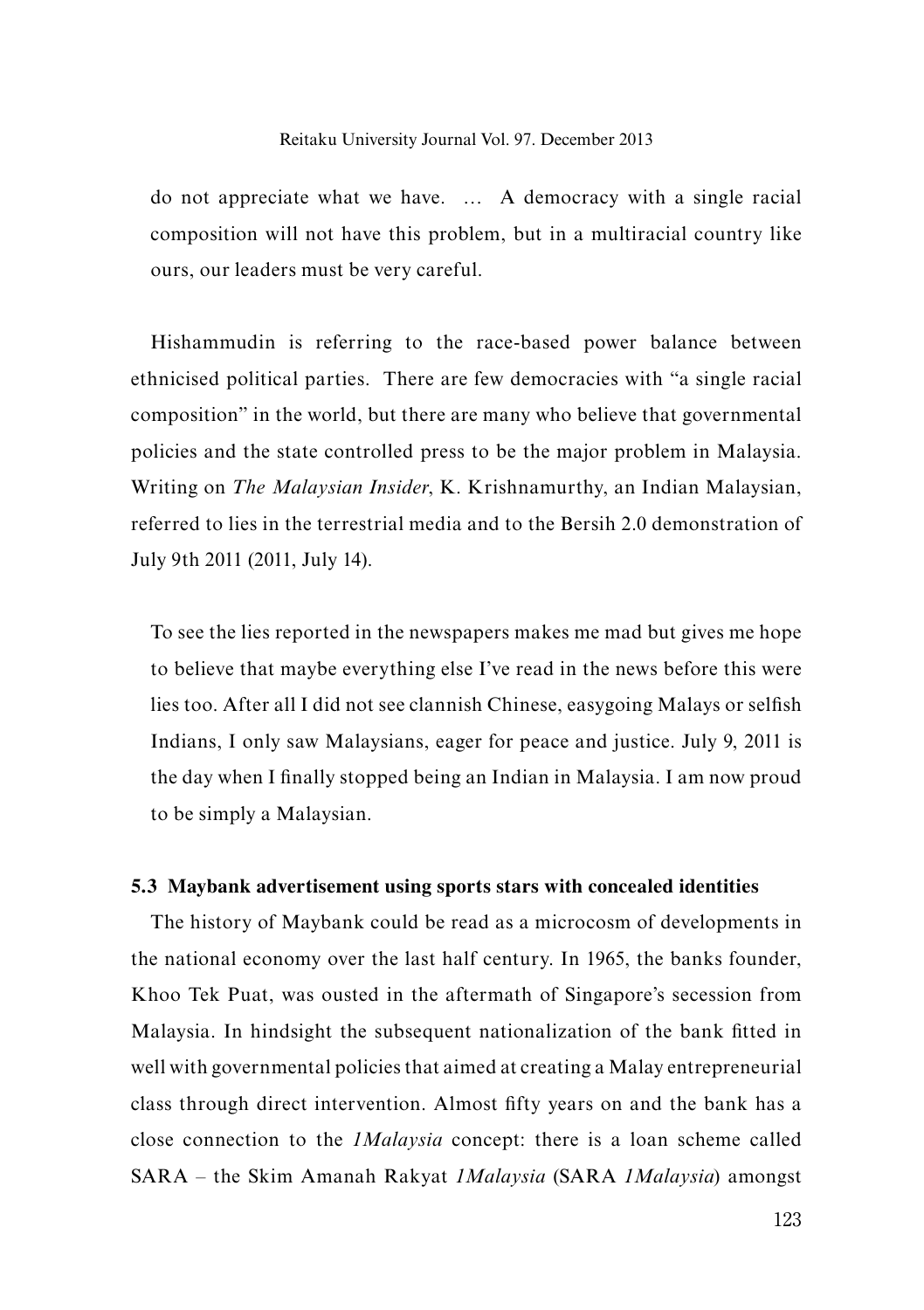> do not appreciate what we have. … A democracy with a single racial composition will not have this problem, but in a multiracial country like ours, our leaders must be very careful.

Hishammudin is referring to the race-based power balance between ethnicised political parties. There are few democracies with "a single racial composition" in the world, but there are many who believe that governmental policies and the state controlled press to be the major problem in Malaysia. Writing on *The Malaysian Insider*, K. Krishnamurthy, an Indian Malaysian, referred to lies in the terrestrial media and to the Bersih 2.0 demonstration of July 9th 2011 (2011, July 14).

> To see the lies reported in the newspapers makes me mad but gives me hope to believe that maybe everything else I've read in the news before this were lies too. After all I did not see clannish Chinese, easygoing Malays or selfish Indians, I only saw Malaysians, eager for peace and justice. July 9, 2011 is the day when I finally stopped being an Indian in Malaysia. I am now proud to be simply a Malaysian.

### 5.3 Maybank advertisement using sports stars with concealed identities

The history of Maybank could be read as a microcosm of developments in the national economy over the last half century. In 1965, the banks founder, Khoo Tek Puat, was ousted in the aftermath of Singapore's secession from Malaysia. In hindsight the subsequent nationalization of the bank fitted in well with governmental policies that aimed at creating a Malay entrepreneurial class through direct intervention. Almost fifty years on and the bank has a close connection to the *1Malaysia* concept: there is a loan scheme called SARA – the Skim Amanah Rakyat *1Malaysia* (SARA *1Malaysia*) amongst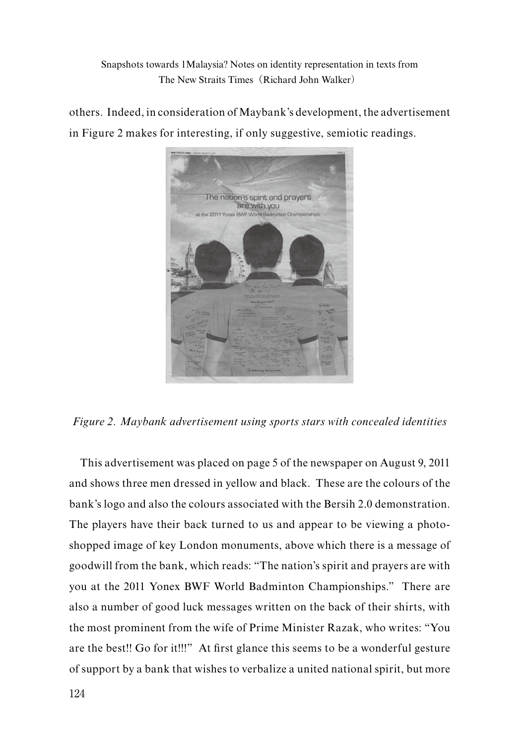others. Indeed, in consideration of Maybank's development, the advertisement in Figure 2 makes for interesting, if only suggestive, semiotic readings.

*Figure 2. Maybank advertisement using sports stars with concealed identities*

This advertisement was placed on page 5 of the newspaper on August 9, 2011 and shows three men dressed in yellow and black. These are the colours of the bank's logo and also the colours associated with the Bersih 2.0 demonstration. The players have their back turned to us and appear to be viewing a photo-shopped image of key London monuments, above which there is a message of goodwill from the bank, which reads: "The nation's spirit and prayers are with you at the 2011 Yonex BWF World Badminton Championships." There are also a number of good luck messages written on the back of their shirts, with the most prominent from the wife of Prime Minister Razak, who writes: "You are the best!! Go for it!!!" At first glance this seems to be a wonderful gesture of support by a bank that wishes to verbalize a united national spirit, but more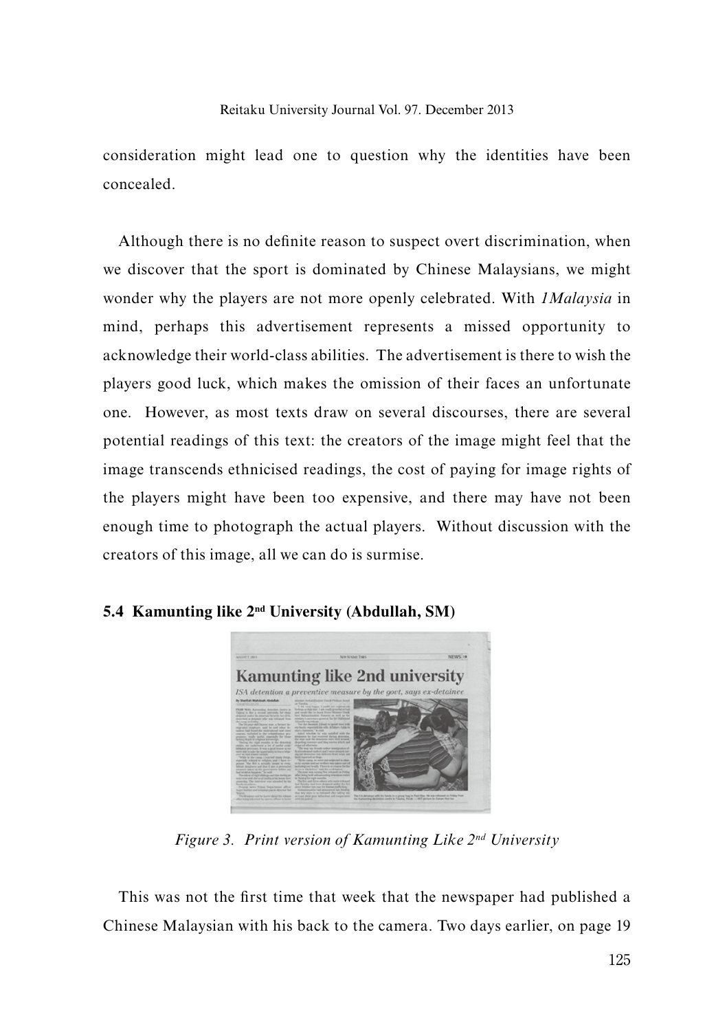consideration might lead one to question why the identities have been concealed.

Although there is no definite reason to suspect overt discrimination, when we discover that the sport is dominated by Chinese Malaysians, we might wonder why the players are not more openly celebrated. With *1Malaysia* in mind, perhaps this advertisement represents a missed opportunity to acknowledge their world-class abilities. The advertisement is there to wish the players good luck, which makes the omission of their faces an unfortunate one. However, as most texts draw on several discourses, there are several potential readings of this text: the creators of the image might feel that the image transcends ethnicised readings, the cost of paying for image rights of the players might have been too expensive, and there may have not been enough time to photograph the actual players. Without discussion with the creators of this image, all we can do is surmise.

### 5.4 Kamunting like 2nd University (Abdullah, SM)

*Figure 3. Print version of Kamunting Like 2nd University*

This was not the first time that week that the newspaper had published a Chinese Malaysian with his back to the camera. Two days earlier, on page 19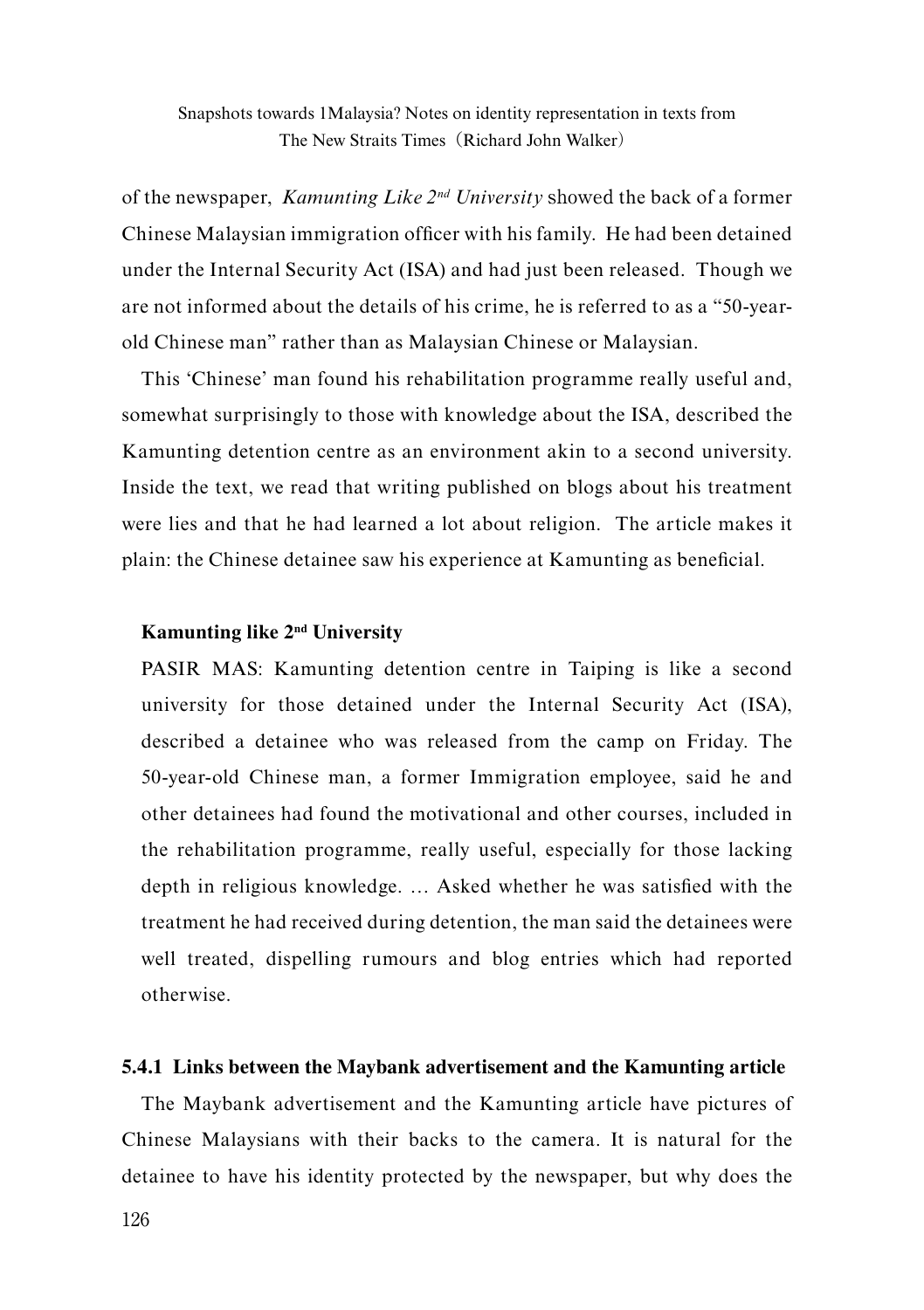of the newspaper, *Kamunting Like 2nd University* showed the back of a former Chinese Malaysian immigration officer with his family. He had been detained under the Internal Security Act (ISA) and had just been released. Though we are not informed about the details of his crime, he is referred to as a "50-year-old Chinese man" rather than as Malaysian Chinese or Malaysian.

This 'Chinese' man found his rehabilitation programme really useful and, somewhat surprisingly to those with knowledge about the ISA, described the Kamunting detention centre as an environment akin to a second university. Inside the text, we read that writing published on blogs about his treatment were lies and that he had learned a lot about religion. The article makes it plain: the Chinese detainee saw his experience at Kamunting as beneficial.

> **Kamunting like 2nd University**
>
> PASIR MAS: Kamunting detention centre in Taiping is like a second university for those detained under the Internal Security Act (ISA), described a detainee who was released from the camp on Friday. The 50-year-old Chinese man, a former Immigration employee, said he and other detainees had found the motivational and other courses, included in the rehabilitation programme, really useful, especially for those lacking depth in religious knowledge. … Asked whether he was satisfied with the treatment he had received during detention, the man said the detainees were well treated, dispelling rumours and blog entries which had reported otherwise.

### 5.4.1 Links between the Maybank advertisement and the Kamunting article

The Maybank advertisement and the Kamunting article have pictures of Chinese Malaysians with their backs to the camera. It is natural for the detainee to have his identity protected by the newspaper, but why does the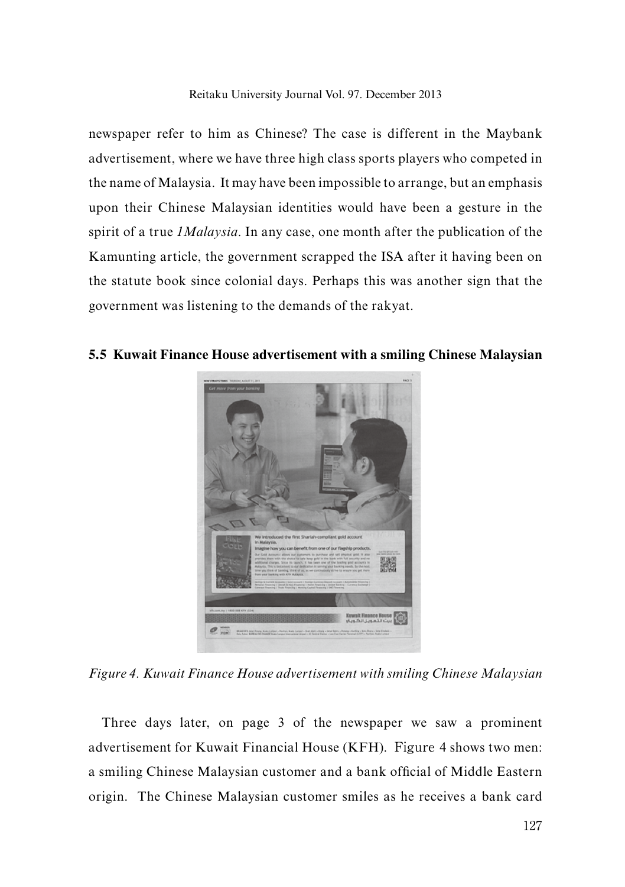newspaper refer to him as Chinese? The case is different in the Maybank advertisement, where we have three high class sports players who competed in the name of Malaysia. It may have been impossible to arrange, but an emphasis upon their Chinese Malaysian identities would have been a gesture in the spirit of a true *1Malaysia*. In any case, one month after the publication of the Kamunting article, the government scrapped the ISA after it having been on the statute book since colonial days. Perhaps this was another sign that the government was listening to the demands of the rakyat.

### 5.5 Kuwait Finance House advertisement with a smiling Chinese Malaysian

*Figure 4. Kuwait Finance House advertisement with smiling Chinese Malaysian*

Three days later, on page 3 of the newspaper we saw a prominent advertisement for Kuwait Financial House (KFH). Figure 4 shows two men: a smiling Chinese Malaysian customer and a bank official of Middle Eastern origin. The Chinese Malaysian customer smiles as he receives a bank card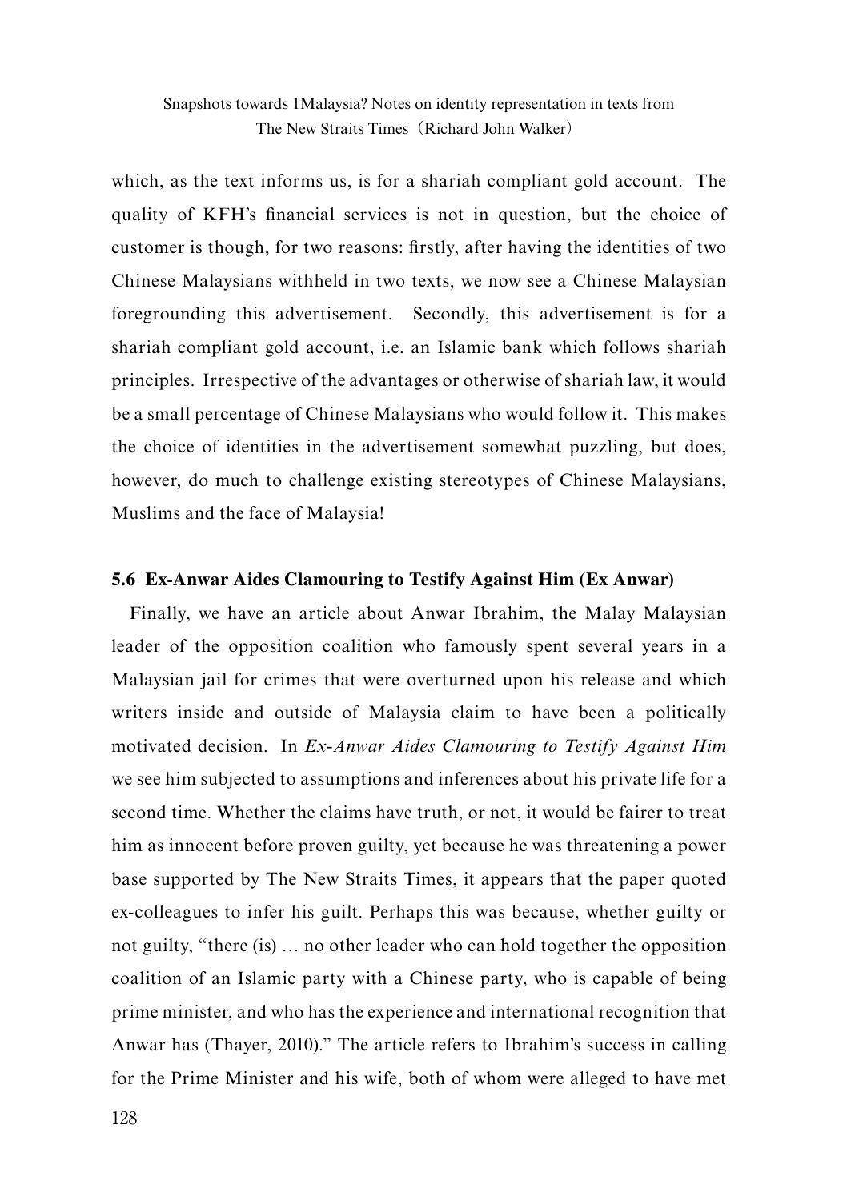which, as the text informs us, is for a shariah compliant gold account. The quality of KFH's financial services is not in question, but the choice of customer is though, for two reasons: firstly, after having the identities of two Chinese Malaysians withheld in two texts, we now see a Chinese Malaysian foregrounding this advertisement. Secondly, this advertisement is for a shariah compliant gold account, i.e. an Islamic bank which follows shariah principles. Irrespective of the advantages or otherwise of shariah law, it would be a small percentage of Chinese Malaysians who would follow it. This makes the choice of identities in the advertisement somewhat puzzling, but does, however, do much to challenge existing stereotypes of Chinese Malaysians, Muslims and the face of Malaysia!

### 5.6 Ex-Anwar Aides Clamouring to Testify Against Him (Ex Anwar)

Finally, we have an article about Anwar Ibrahim, the Malay Malaysian leader of the opposition coalition who famously spent several years in a Malaysian jail for crimes that were overturned upon his release and which writers inside and outside of Malaysia claim to have been a politically motivated decision. In *Ex-Anwar Aides Clamouring to Testify Against Him* we see him subjected to assumptions and inferences about his private life for a second time. Whether the claims have truth, or not, it would be fairer to treat him as innocent before proven guilty, yet because he was threatening a power base supported by The New Straits Times, it appears that the paper quoted ex-colleagues to infer his guilt. Perhaps this was because, whether guilty or not guilty, "there (is) … no other leader who can hold together the opposition coalition of an Islamic party with a Chinese party, who is capable of being prime minister, and who has the experience and international recognition that Anwar has (Thayer, 2010)." The article refers to Ibrahim's success in calling for the Prime Minister and his wife, both of whom were alleged to have met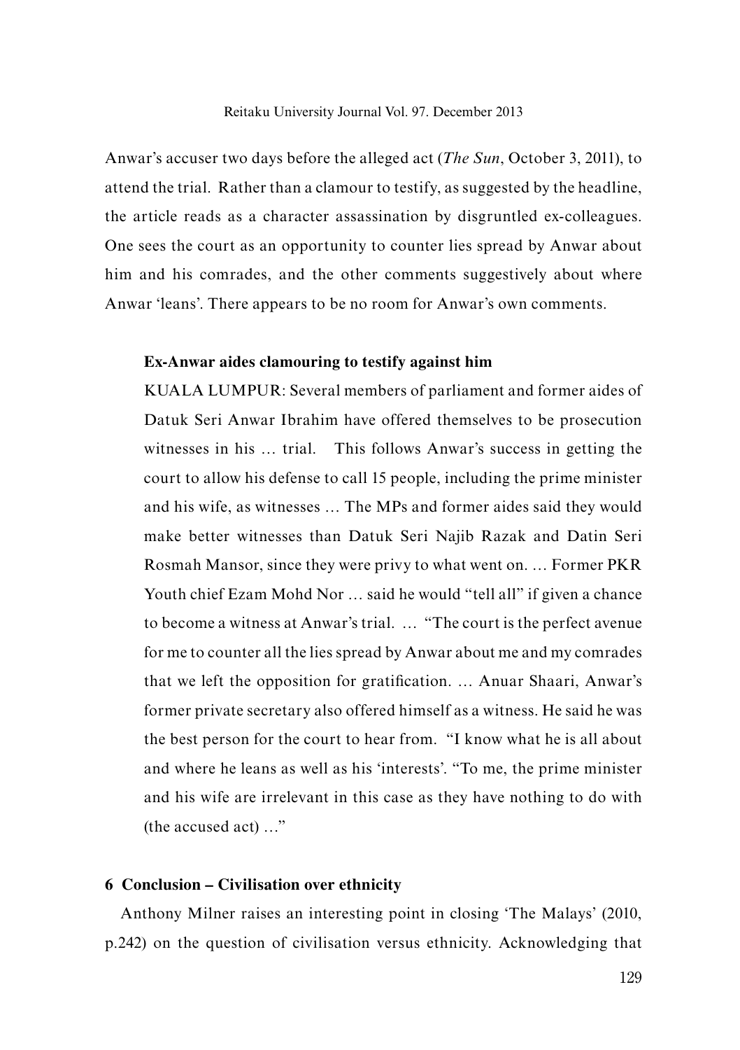Anwar's accuser two days before the alleged act (*The Sun*, October 3, 2011), to attend the trial. Rather than a clamour to testify, as suggested by the headline, the article reads as a character assassination by disgruntled ex-colleagues. One sees the court as an opportunity to counter lies spread by Anwar about him and his comrades, and the other comments suggestively about where Anwar 'leans'. There appears to be no room for Anwar's own comments.

> **Ex-Anwar aides clamouring to testify against him**
>
> KUALA LUMPUR: Several members of parliament and former aides of Datuk Seri Anwar Ibrahim have offered themselves to be prosecution witnesses in his … trial. This follows Anwar's success in getting the court to allow his defense to call 15 people, including the prime minister and his wife, as witnesses … The MPs and former aides said they would make better witnesses than Datuk Seri Najib Razak and Datin Seri Rosmah Mansor, since they were privy to what went on. … Former PKR Youth chief Ezam Mohd Nor … said he would "tell all" if given a chance to become a witness at Anwar's trial. … "The court is the perfect avenue for me to counter all the lies spread by Anwar about me and my comrades that we left the opposition for gratification. … Anuar Shaari, Anwar's former private secretary also offered himself as a witness. He said he was the best person for the court to hear from. "I know what he is all about and where he leans as well as his 'interests'. "To me, the prime minister and his wife are irrelevant in this case as they have nothing to do with (the accused act) …"

## 6 Conclusion – Civilisation over ethnicity

Anthony Milner raises an interesting point in closing 'The Malays' (2010, p.242) on the question of civilisation versus ethnicity. Acknowledging that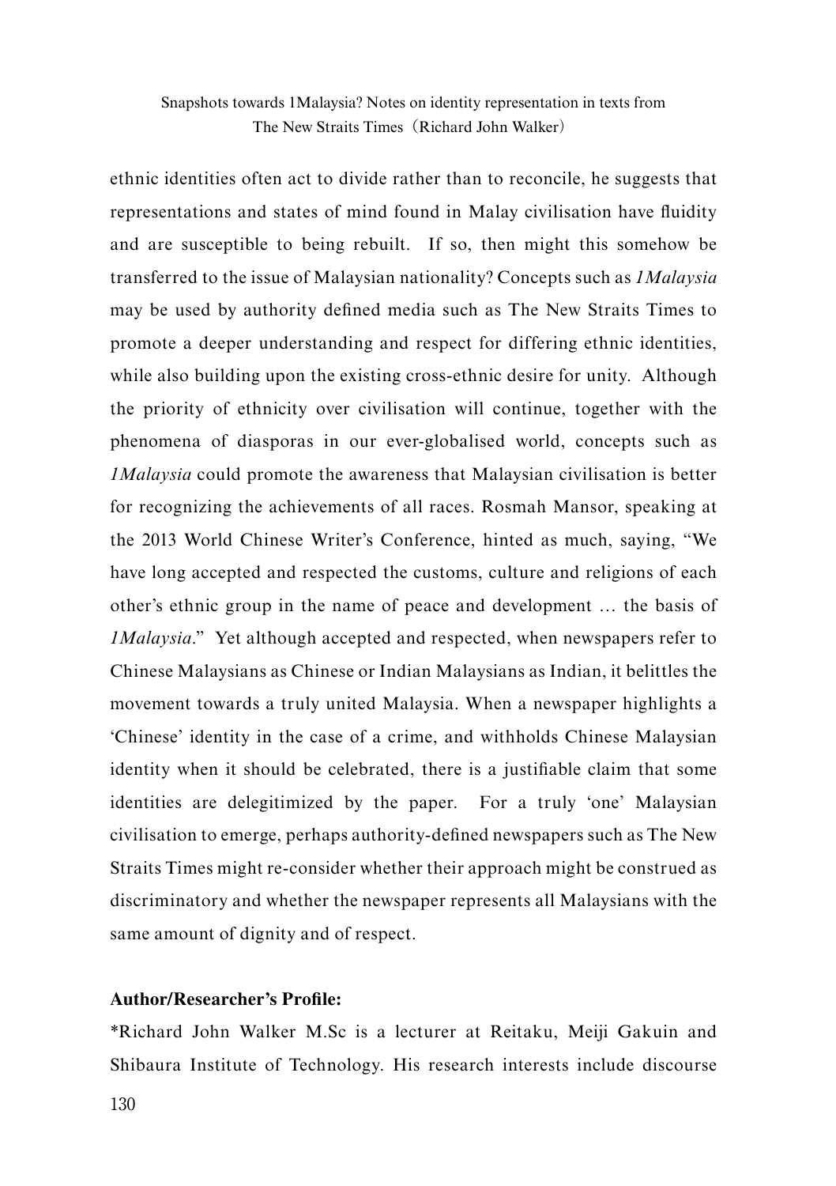ethnic identities often act to divide rather than to reconcile, he suggests that representations and states of mind found in Malay civilisation have fluidity and are susceptible to being rebuilt. If so, then might this somehow be transferred to the issue of Malaysian nationality? Concepts such as *1Malaysia* may be used by authority defined media such as The New Straits Times to promote a deeper understanding and respect for differing ethnic identities, while also building upon the existing cross-ethnic desire for unity. Although the priority of ethnicity over civilisation will continue, together with the phenomena of diasporas in our ever-globalised world, concepts such as *1Malaysia* could promote the awareness that Malaysian civilisation is better for recognizing the achievements of all races. Rosmah Mansor, speaking at the 2013 World Chinese Writer's Conference, hinted as much, saying, "We have long accepted and respected the customs, culture and religions of each other's ethnic group in the name of peace and development … the basis of *1Malaysia*." Yet although accepted and respected, when newspapers refer to Chinese Malaysians as Chinese or Indian Malaysians as Indian, it belittles the movement towards a truly united Malaysia. When a newspaper highlights a 'Chinese' identity in the case of a crime, and withholds Chinese Malaysian identity when it should be celebrated, there is a justifiable claim that some identities are delegitimized by the paper. For a truly 'one' Malaysian civilisation to emerge, perhaps authority-defined newspapers such as The New Straits Times might re-consider whether their approach might be construed as discriminatory and whether the newspaper represents all Malaysians with the same amount of dignity and of respect.

**Author/Researcher's Profile:**

*Richard John Walker M.Sc is a lecturer at Reitaku, Meiji Gakuin and Shibaura Institute of Technology. His research interests include discourse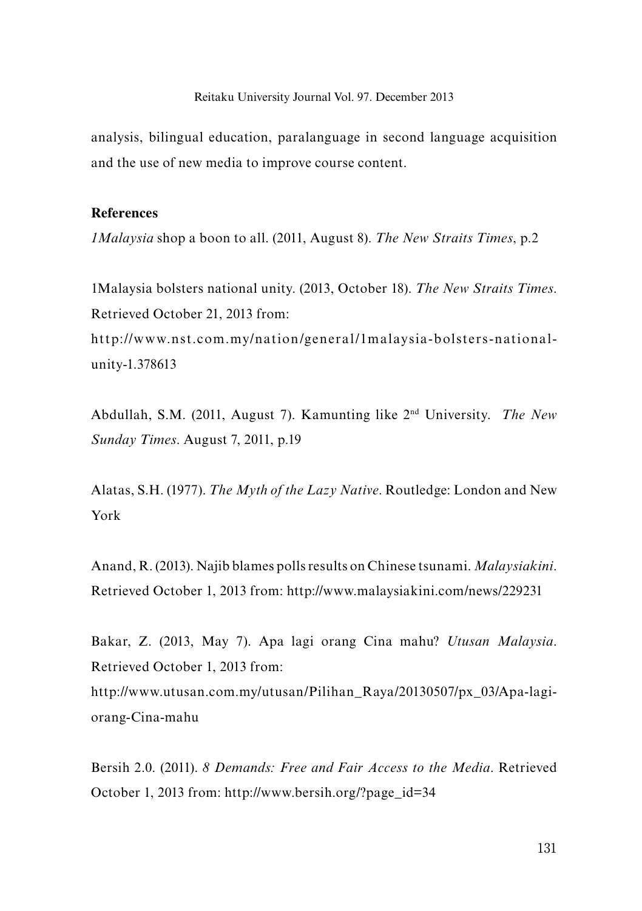analysis, bilingual education, paralanguage in second language acquisition and the use of new media to improve course content.

## References

*1Malaysia* shop a boon to all. (2011, August 8). *The New Straits Times*, p.2

1Malaysia bolsters national unity. (2013, October 18). *The New Straits Times*. Retrieved October 21, 2013 from: http://www.nst.com.my/nation/general/1malaysia-bolsters-national-unity-1.378613

Abdullah, S.M. (2011, August 7). Kamunting like 2nd University. *The New Sunday Times*. August 7, 2011, p.19

Alatas, S.H. (1977). *The Myth of the Lazy Native*. Routledge: London and New York

Anand, R. (2013). Najib blames polls results on Chinese tsunami. *Malaysiakini*. Retrieved October 1, 2013 from: http://www.malaysiakini.com/news/229231

Bakar, Z. (2013, May 7). Apa lagi orang Cina mahu? *Utusan Malaysia*. Retrieved October 1, 2013 from: http://www.utusan.com.my/utusan/Pilihan_Raya/20130507/px_03/Apa-lagi-orang-Cina-mahu

Bersih 2.0. (2011). *8 Demands: Free and Fair Access to the Media*. Retrieved October 1, 2013 from: http://www.bersih.org/?page_id=34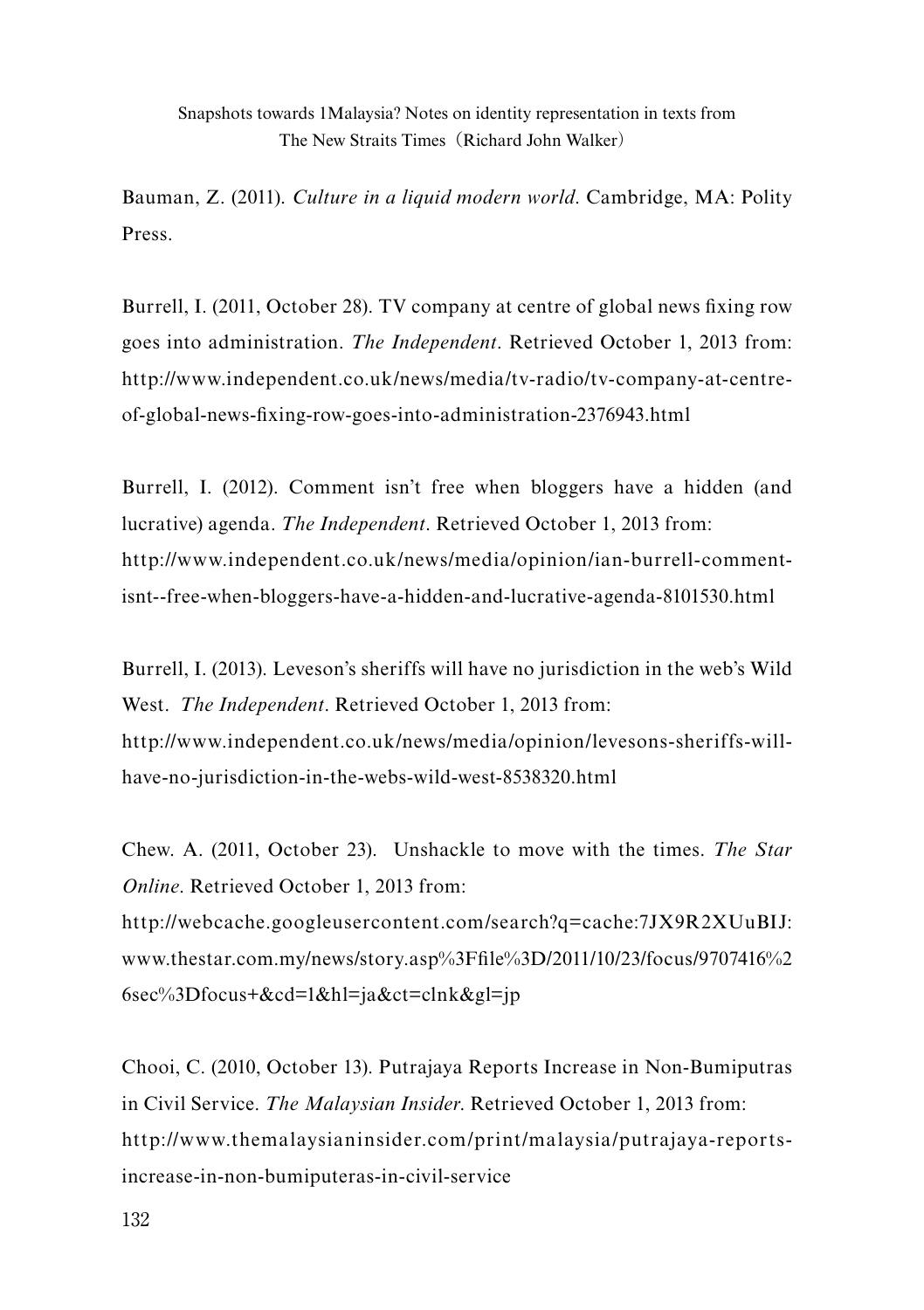Bauman, Z. (2011). *Culture in a liquid modern world*. Cambridge, MA: Polity Press.

Burrell, I. (2011, October 28). TV company at centre of global news fixing row goes into administration. *The Independent*. Retrieved October 1, 2013 from: http://www.independent.co.uk/news/media/tv-radio/tv-company-at-centre-of-global-news-fixing-row-goes-into-administration-2376943.html

Burrell, I. (2012). Comment isn't free when bloggers have a hidden (and lucrative) agenda. *The Independent*. Retrieved October 1, 2013 from: http://www.independent.co.uk/news/media/opinion/ian-burrell-comment-isnt--free-when-bloggers-have-a-hidden-and-lucrative-agenda-8101530.html

Burrell, I. (2013). Leveson's sheriffs will have no jurisdiction in the web's Wild West. *The Independent*. Retrieved October 1, 2013 from: http://www.independent.co.uk/news/media/opinion/levesons-sheriffs-will-have-no-jurisdiction-in-the-webs-wild-west-8538320.html

Chew. A. (2011, October 23). Unshackle to move with the times. *The Star Online*. Retrieved October 1, 2013 from: http://webcache.googleusercontent.com/search?q=cache:7JX9R2XUuBIJ:www.thestar.com.my/news/story.asp%3Ffile%3D/2011/10/23/focus/9707416%26sec%3Dfocus+&cd=1&hl=ja&ct=clnk&gl=jp

Chooi, C. (2010, October 13). Putrajaya Reports Increase in Non-Bumiputras in Civil Service. *The Malaysian Insider.* Retrieved October 1, 2013 from: http://www.themalaysianinsider.com/print/malaysia/putrajaya-reports-increase-in-non-bumiputeras-in-civil-service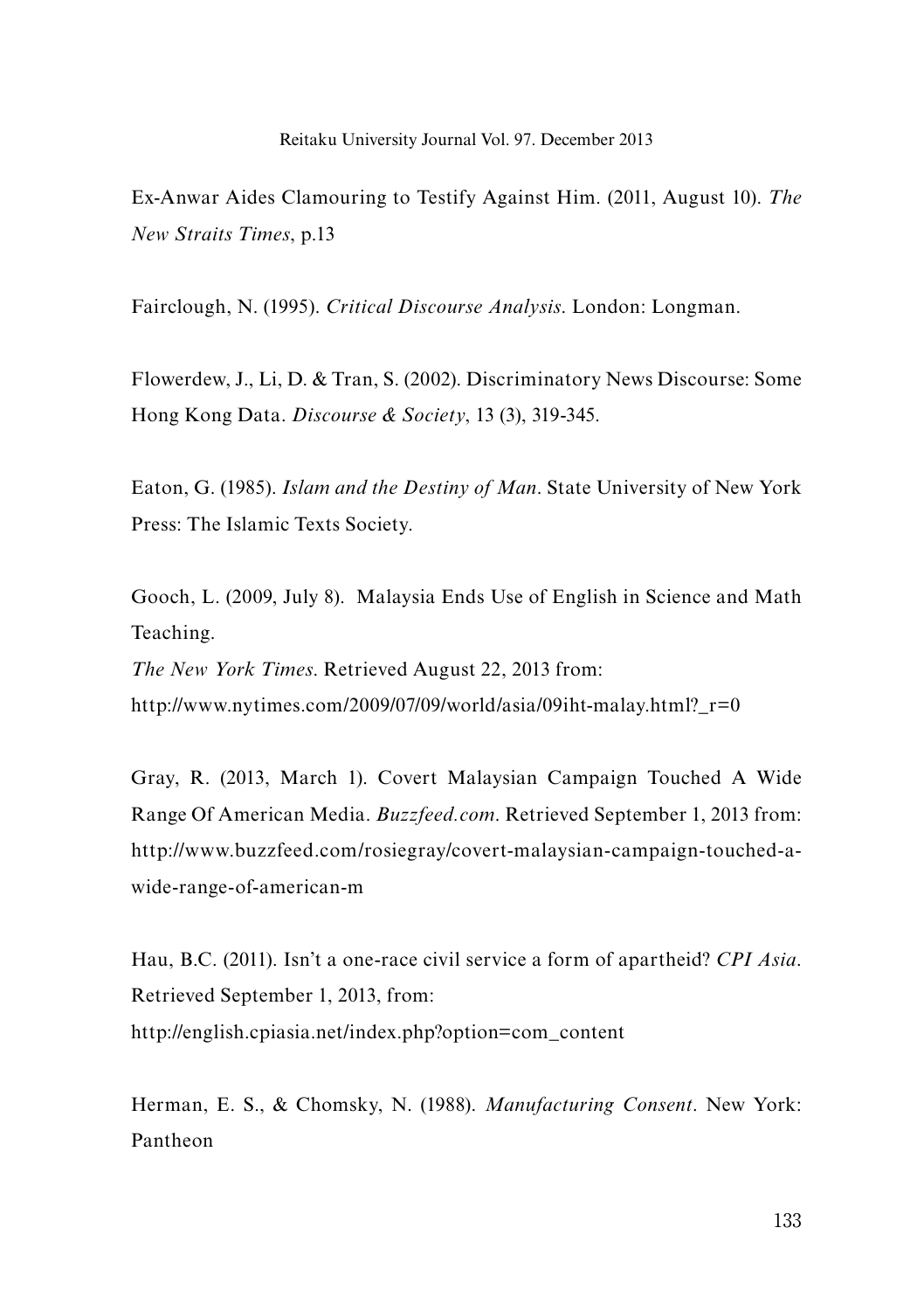Ex-Anwar Aides Clamouring to Testify Against Him. (2011, August 10). *The New Straits Times*, p.13

Fairclough, N. (1995). *Critical Discourse Analysis*. London: Longman.

Flowerdew, J., Li, D. & Tran, S. (2002). Discriminatory News Discourse: Some Hong Kong Data. *Discourse & Society*, 13 (3), 319-345.

Eaton, G. (1985). *Islam and the Destiny of Man*. State University of New York Press: The Islamic Texts Society.

Gooch, L. (2009, July 8). Malaysia Ends Use of English in Science and Math Teaching.
*The New York Times*. Retrieved August 22, 2013 from:
http://www.nytimes.com/2009/07/09/world/asia/09iht-malay.html?_r=0

Gray, R. (2013, March 1). Covert Malaysian Campaign Touched A Wide Range Of American Media. *Buzzfeed.com*. Retrieved September 1, 2013 from: http://www.buzzfeed.com/rosiegray/covert-malaysian-campaign-touched-a-wide-range-of-american-m

Hau, B.C. (2011). Isn't a one-race civil service a form of apartheid? *CPI Asia*. Retrieved September 1, 2013, from:
http://english.cpiasia.net/index.php?option=com_content

Herman, E. S., & Chomsky, N. (1988). *Manufacturing Consent*. New York: Pantheon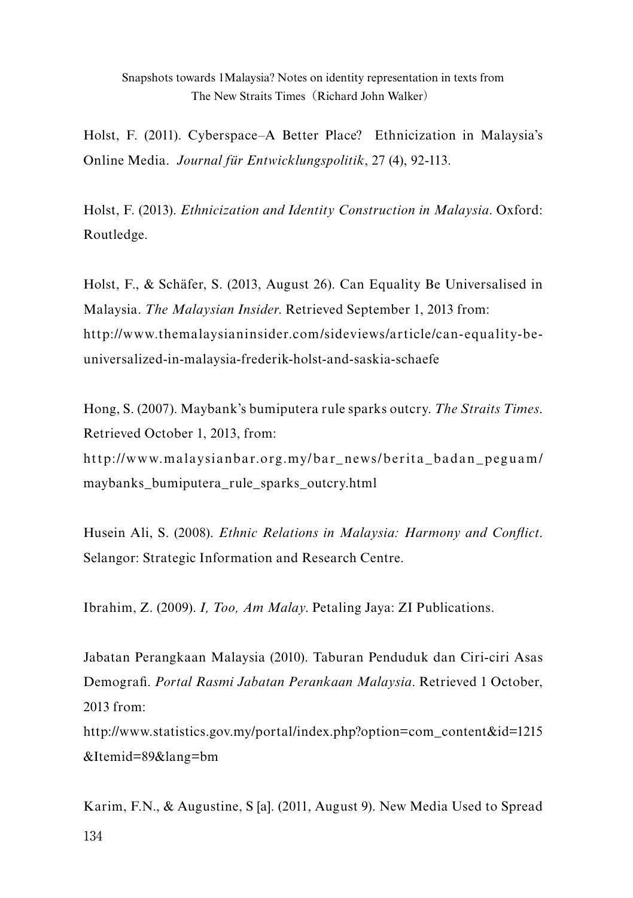Holst, F. (2011). Cyberspace–A Better Place? Ethnicization in Malaysia's Online Media. *Journal für Entwicklungspolitik*, 27 (4), 92-113.

Holst, F. (2013). *Ethnicization and Identity Construction in Malaysia*. Oxford: Routledge.

Holst, F., & Schäfer, S. (2013, August 26). Can Equality Be Universalised in Malaysia. *The Malaysian Insider*. Retrieved September 1, 2013 from: http://www.themalaysianinsider.com/sideviews/article/can-equality-be-universalized-in-malaysia-frederik-holst-and-saskia-schaefe

Hong, S. (2007). Maybank's bumiputera rule sparks outcry. *The Straits Times*. Retrieved October 1, 2013, from: http://www.malaysianbar.org.my/bar_news/berita_badan_peguam/maybanks_bumiputera_rule_sparks_outcry.html

Husein Ali, S. (2008). *Ethnic Relations in Malaysia: Harmony and Conflict*. Selangor: Strategic Information and Research Centre.

Ibrahim, Z. (2009). *I, Too, Am Malay*. Petaling Jaya: ZI Publications.

Jabatan Perangkaan Malaysia (2010). Taburan Penduduk dan Ciri-ciri Asas Demografi. *Portal Rasmi Jabatan Perankaan Malaysia*. Retrieved 1 October, 2013 from: http://www.statistics.gov.my/portal/index.php?option=com_content&id=1215&Itemid=89&lang=bm

Karim, F.N., & Augustine, S [a]. (2011, August 9). New Media Used to Spread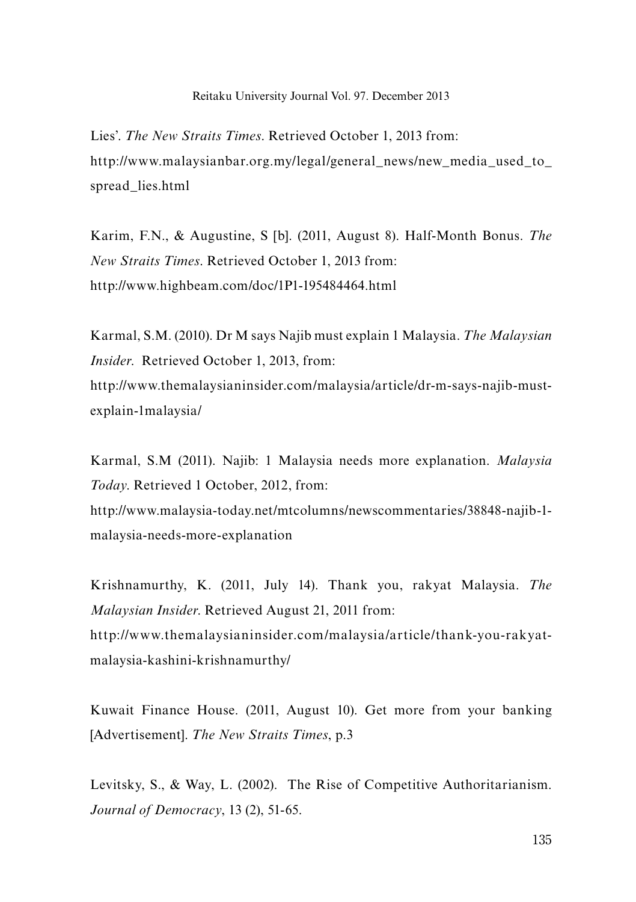Lies'. *The New Straits Times*. Retrieved October 1, 2013 from: http://www.malaysianbar.org.my/legal/general_news/new_media_used_to_spread_lies.html

Karim, F.N., & Augustine, S [b]. (2011, August 8). Half-Month Bonus. *The New Straits Times*. Retrieved October 1, 2013 from: http://www.highbeam.com/doc/1P1-195484464.html

Karmal, S.M. (2010). Dr M says Najib must explain 1 Malaysia. *The Malaysian Insider*. Retrieved October 1, 2013, from: http://www.themalaysianinsider.com/malaysia/article/dr-m-says-najib-must-explain-1malaysia/

Karmal, S.M (2011). Najib: 1 Malaysia needs more explanation. *Malaysia Today*. Retrieved 1 October, 2012, from: http://www.malaysia-today.net/mtcolumns/newscommentaries/38848-najib-1-malaysia-needs-more-explanation

Krishnamurthy, K. (2011, July 14). Thank you, rakyat Malaysia. *The Malaysian Insider*. Retrieved August 21, 2011 from: http://www.themalaysianinsider.com/malaysia/article/thank-you-rakyat-malaysia-kashini-krishnamurthy/

Kuwait Finance House. (2011, August 10). Get more from your banking [Advertisement]. *The New Straits Times*, p.3

Levitsky, S., & Way, L. (2002). The Rise of Competitive Authoritarianism. *Journal of Democracy*, 13 (2), 51-65.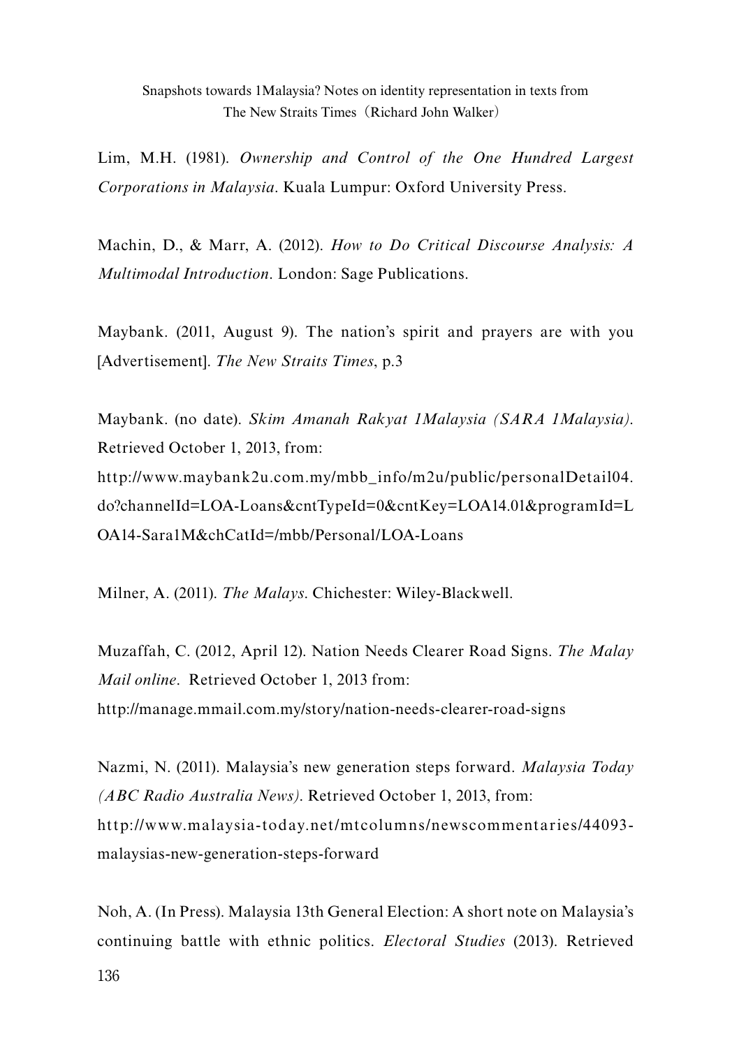Lim, M.H. (1981). *Ownership and Control of the One Hundred Largest Corporations in Malaysia*. Kuala Lumpur: Oxford University Press.

Machin, D., & Marr, A. (2012). *How to Do Critical Discourse Analysis: A Multimodal Introduction*. London: Sage Publications.

Maybank. (2011, August 9). The nation's spirit and prayers are with you [Advertisement]. *The New Straits Times*, p.3

Maybank. (no date). *Skim Amanah Rakyat 1Malaysia (SARA 1Malaysia)*. Retrieved October 1, 2013, from: http://www.maybank2u.com.my/mbb_info/m2u/public/personalDetail04.do?channelId=LOA-Loans&cntTypeId=0&cntKey=LOA14.01&programId=LOA14-Sara1M&chCatId=/mbb/Personal/LOA-Loans

Milner, A. (2011). *The Malays*. Chichester: Wiley-Blackwell.

Muzaffah, C. (2012, April 12). Nation Needs Clearer Road Signs. *The Malay Mail online*. Retrieved October 1, 2013 from: http://manage.mmail.com.my/story/nation-needs-clearer-road-signs

Nazmi, N. (2011). Malaysia's new generation steps forward. *Malaysia Today (ABC Radio Australia News)*. Retrieved October 1, 2013, from: http://www.malaysia-today.net/mtcolumns/newscommentaries/44093-malaysias-new-generation-steps-forward

Noh, A. (In Press). Malaysia 13th General Election: A short note on Malaysia's continuing battle with ethnic politics. *Electoral Studies* (2013). Retrieved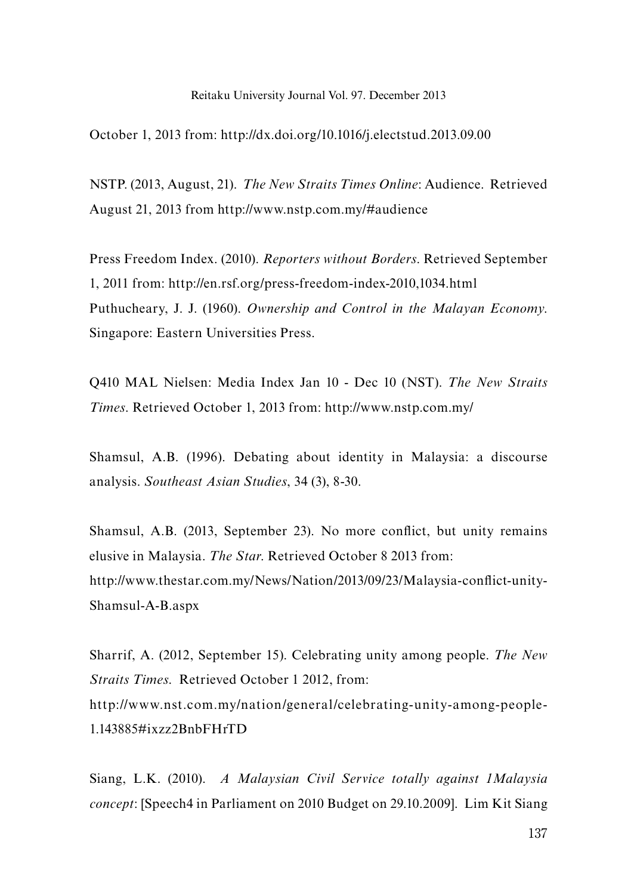October 1, 2013 from: http://dx.doi.org/10.1016/j.electstud.2013.09.00

NSTP. (2013, August, 21). *The New Straits Times Online*: Audience. Retrieved August 21, 2013 from http://www.nstp.com.my/#audience

Press Freedom Index. (2010). *Reporters without Borders*. Retrieved September 1, 2011 from: http://en.rsf.org/press-freedom-index-2010,1034.html

Puthucheary, J. J. (1960). *Ownership and Control in the Malayan Economy*. Singapore: Eastern Universities Press.

Q410 MAL Nielsen: Media Index Jan 10 - Dec 10 (NST). *The New Straits Times*. Retrieved October 1, 2013 from: http://www.nstp.com.my/

Shamsul, A.B. (1996). Debating about identity in Malaysia: a discourse analysis. *Southeast Asian Studies*, 34 (3), 8-30.

Shamsul, A.B. (2013, September 23). No more conflict, but unity remains elusive in Malaysia. *The Star*. Retrieved October 8 2013 from: http://www.thestar.com.my/News/Nation/2013/09/23/Malaysia-conflict-unity-Shamsul-A-B.aspx

Sharrif, A. (2012, September 15). Celebrating unity among people. *The New Straits Times*. Retrieved October 1 2012, from: http://www.nst.com.my/nation/general/celebrating-unity-among-people-1.143885#ixzz2BnbFHrTD

Siang, L.K. (2010). *A Malaysian Civil Service totally against 1Malaysia concept*: [Speech4 in Parliament on 2010 Budget on 29.10.2009]. Lim Kit Siang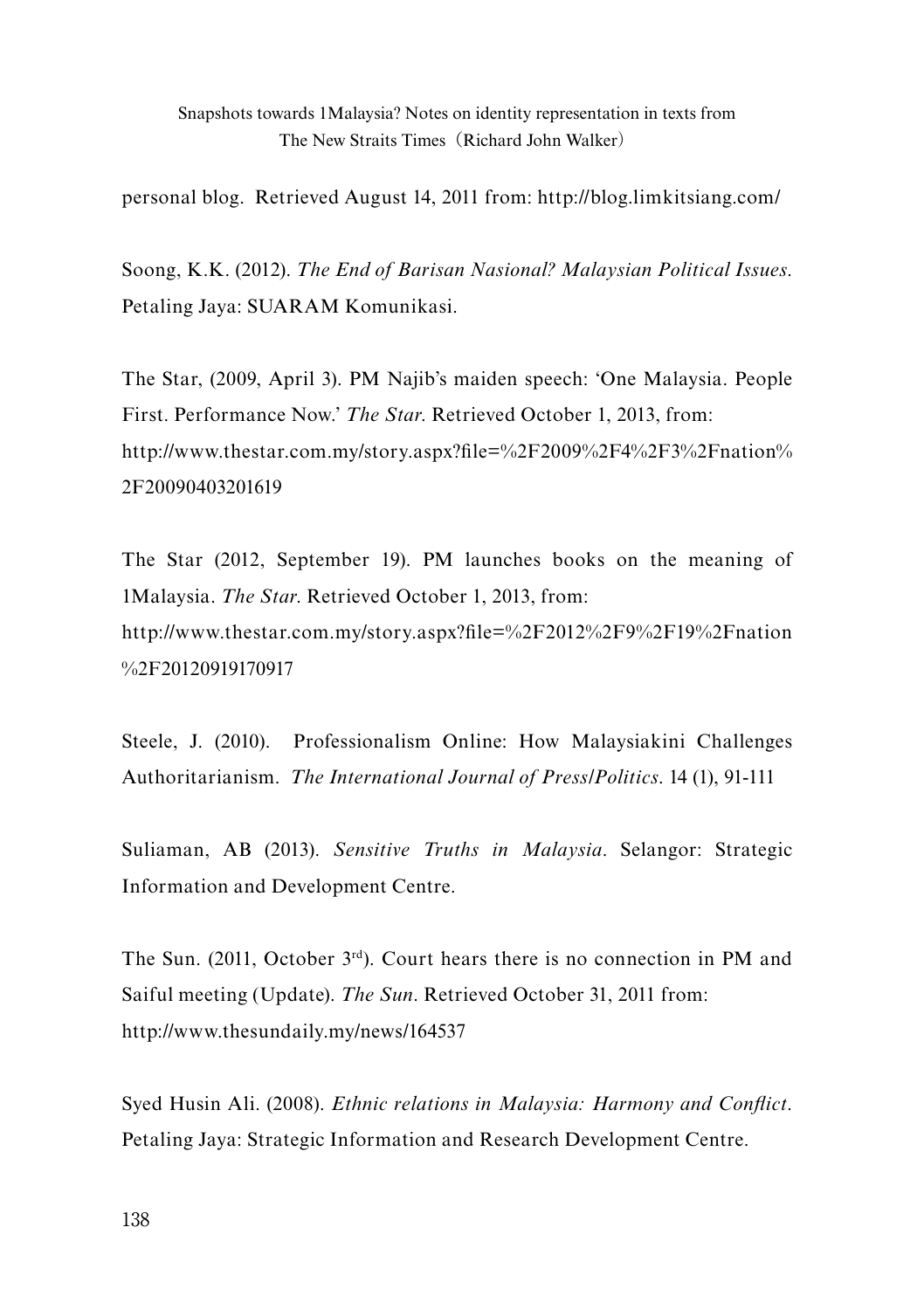personal blog. Retrieved August 14, 2011 from: http://blog.limkitsiang.com/

Soong, K.K. (2012). *The End of Barisan Nasional? Malaysian Political Issues*. Petaling Jaya: SUARAM Komunikasi.

The Star, (2009, April 3). PM Najib's maiden speech: 'One Malaysia. People First. Performance Now.' *The Star*. Retrieved October 1, 2013, from: http://www.thestar.com.my/story.aspx?file=%2F2009%2F4%2F3%2Fnation%2F20090403201619

The Star (2012, September 19). PM launches books on the meaning of 1Malaysia. *The Star*. Retrieved October 1, 2013, from: http://www.thestar.com.my/story.aspx?file=%2F2012%2F9%2F19%2Fnation%2F20120919170917

Steele, J. (2010). Professionalism Online: How Malaysiakini Challenges Authoritarianism. *The International Journal of Press/Politics*. 14 (1), 91-111

Suliaman, AB (2013). *Sensitive Truths in Malaysia*. Selangor: Strategic Information and Development Centre.

The Sun. (2011, October 3rd). Court hears there is no connection in PM and Saiful meeting (Update). *The Sun*. Retrieved October 31, 2011 from: http://www.thesundaily.my/news/164537

Syed Husin Ali. (2008). *Ethnic relations in Malaysia: Harmony and Conflict*. Petaling Jaya: Strategic Information and Research Development Centre.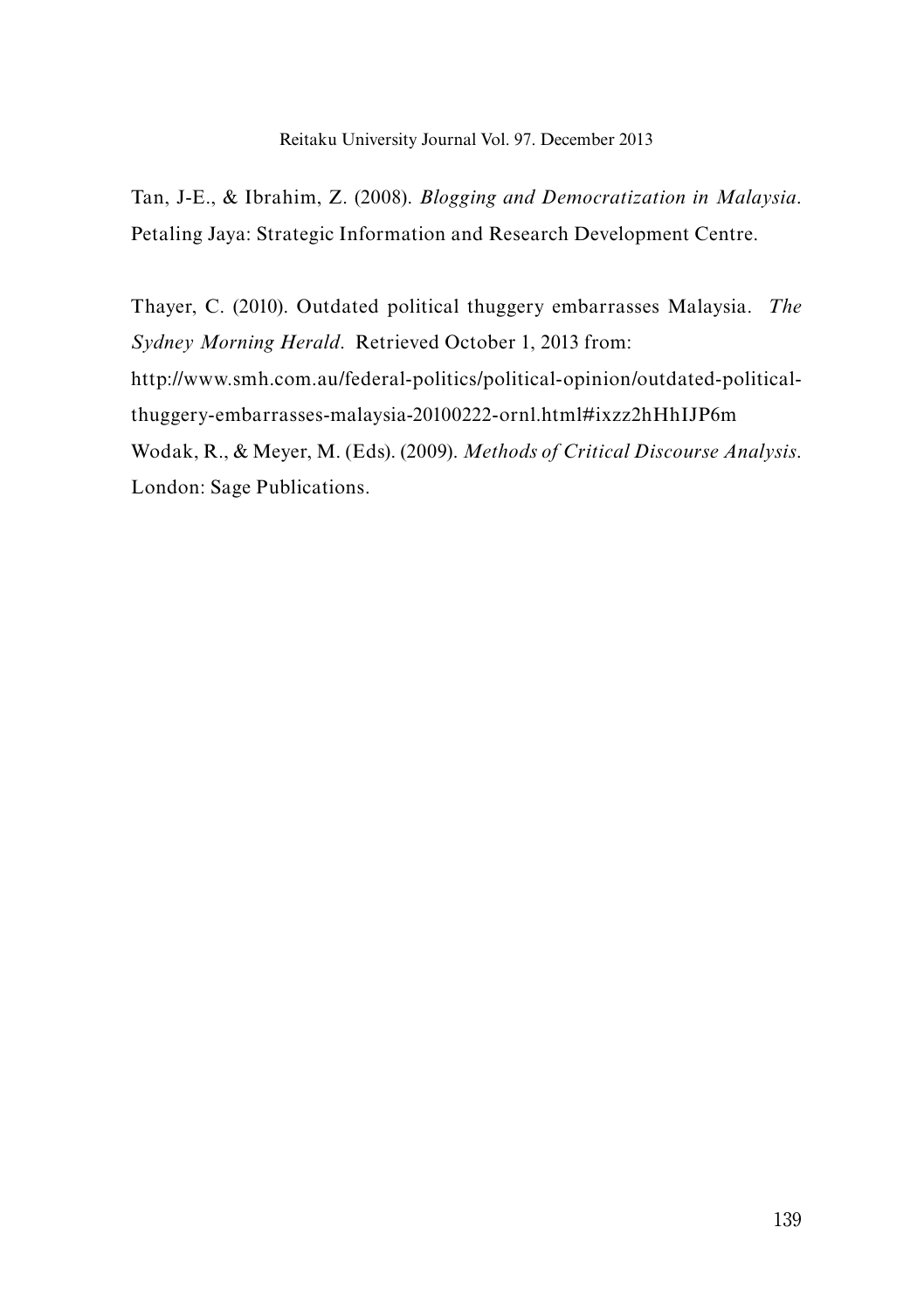Tan, J-E., & Ibrahim, Z. (2008). *Blogging and Democratization in Malaysia*. Petaling Jaya: Strategic Information and Research Development Centre.

Thayer, C. (2010). Outdated political thuggery embarrasses Malaysia. *The Sydney Morning Herald*. Retrieved October 1, 2013 from: http://www.smh.com.au/federal-politics/political-opinion/outdated-political-thuggery-embarrasses-malaysia-20100222-ornl.html#ixzz2hHhIJP6m

Wodak, R., & Meyer, M. (Eds). (2009). *Methods of Critical Discourse Analysis*. London: Sage Publications.